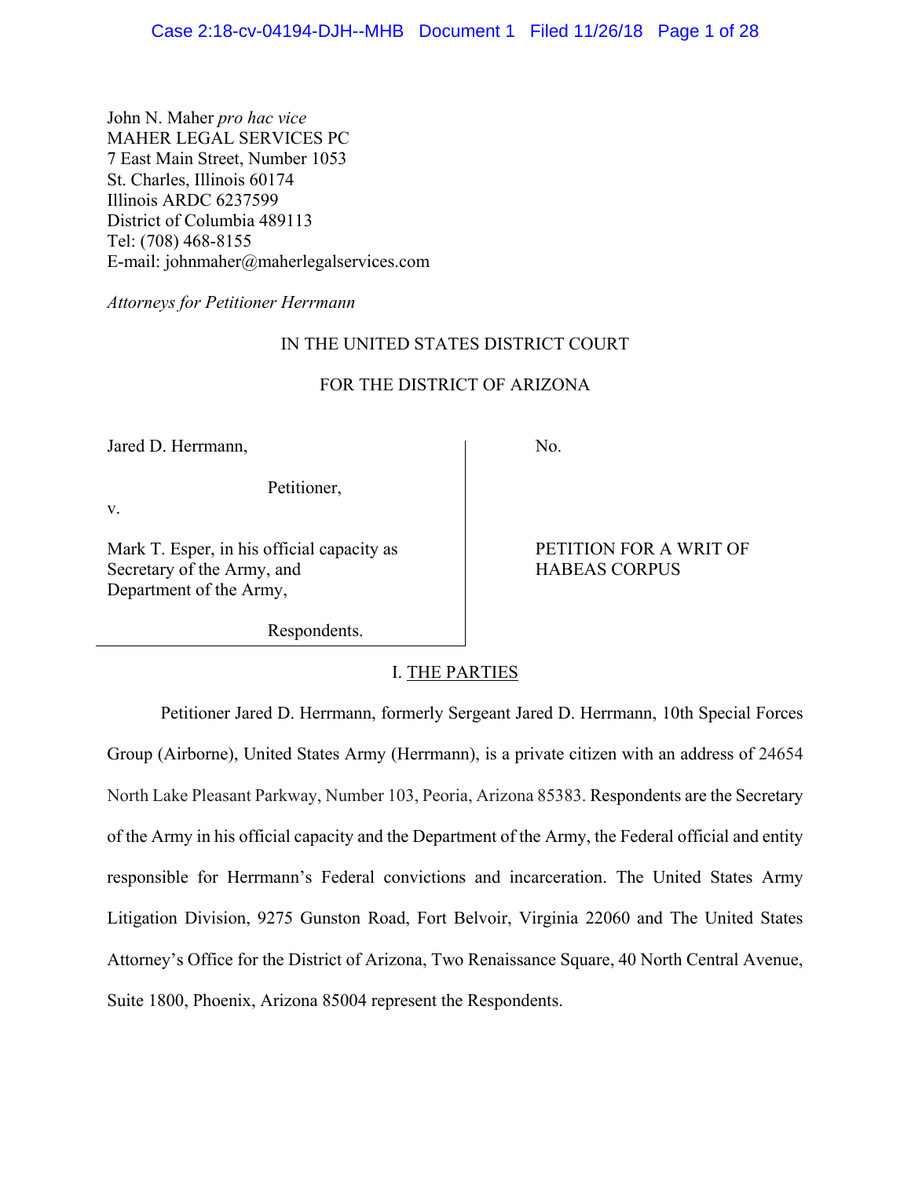John N. Maher *pro hac vice*
MAHER LEGAL SERVICES PC
7 East Main Street, Number 1053
St. Charles, Illinois 60174
Illinois ARDC 6237599
District of Columbia 489113
Tel: (708) 468-8155
E-mail: johnmaher@maherlegalservices.com

*Attorneys for Petitioner Herrmann*

IN THE UNITED STATES DISTRICT COURT

FOR THE DISTRICT OF ARIZONA

| | |
|---|---|
| Jared D. Herrmann,<br><br>Petitioner,<br><br>v.<br><br>Mark T. Esper, in his official capacity as Secretary of the Army, and Department of the Army,<br><br>Respondents. | No.<br><br>PETITION FOR A WRIT OF HABEAS CORPUS |

## I. THE PARTIES

Petitioner Jared D. Herrmann, formerly Sergeant Jared D. Herrmann, 10th Special Forces Group (Airborne), United States Army (Herrmann), is a private citizen with an address of 24654 North Lake Pleasant Parkway, Number 103, Peoria, Arizona 85383. Respondents are the Secretary of the Army in his official capacity and the Department of the Army, the Federal official and entity responsible for Herrmann's Federal convictions and incarceration. The United States Army Litigation Division, 9275 Gunston Road, Fort Belvoir, Virginia 22060 and The United States Attorney's Office for the District of Arizona, Two Renaissance Square, 40 North Central Avenue, Suite 1800, Phoenix, Arizona 85004 represent the Respondents.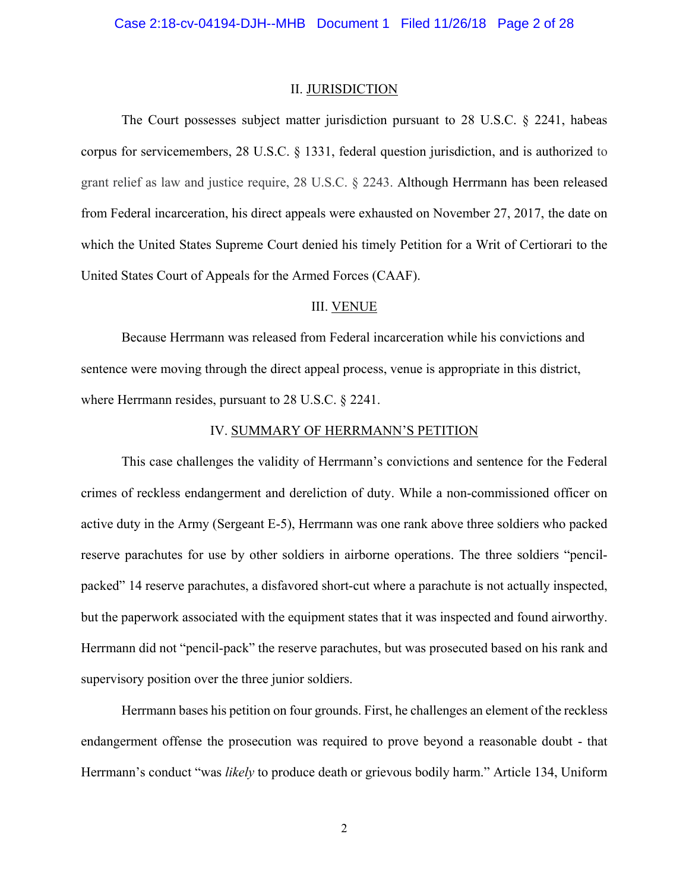## II. JURISDICTION

The Court possesses subject matter jurisdiction pursuant to 28 U.S.C. § 2241, habeas corpus for servicemembers, 28 U.S.C. § 1331, federal question jurisdiction, and is authorized to grant relief as law and justice require, 28 U.S.C. § 2243. Although Herrmann has been released from Federal incarceration, his direct appeals were exhausted on November 27, 2017, the date on which the United States Supreme Court denied his timely Petition for a Writ of Certiorari to the United States Court of Appeals for the Armed Forces (CAAF).

## III. VENUE

Because Herrmann was released from Federal incarceration while his convictions and sentence were moving through the direct appeal process, venue is appropriate in this district, where Herrmann resides, pursuant to 28 U.S.C. § 2241.

## IV. SUMMARY OF HERRMANN'S PETITION

This case challenges the validity of Herrmann's convictions and sentence for the Federal crimes of reckless endangerment and dereliction of duty. While a non-commissioned officer on active duty in the Army (Sergeant E-5), Herrmann was one rank above three soldiers who packed reserve parachutes for use by other soldiers in airborne operations. The three soldiers "pencil-packed" 14 reserve parachutes, a disfavored short-cut where a parachute is not actually inspected, but the paperwork associated with the equipment states that it was inspected and found airworthy. Herrmann did not "pencil-pack" the reserve parachutes, but was prosecuted based on his rank and supervisory position over the three junior soldiers.

Herrmann bases his petition on four grounds. First, he challenges an element of the reckless endangerment offense the prosecution was required to prove beyond a reasonable doubt - that Herrmann's conduct "was *likely* to produce death or grievous bodily harm." Article 134, Uniform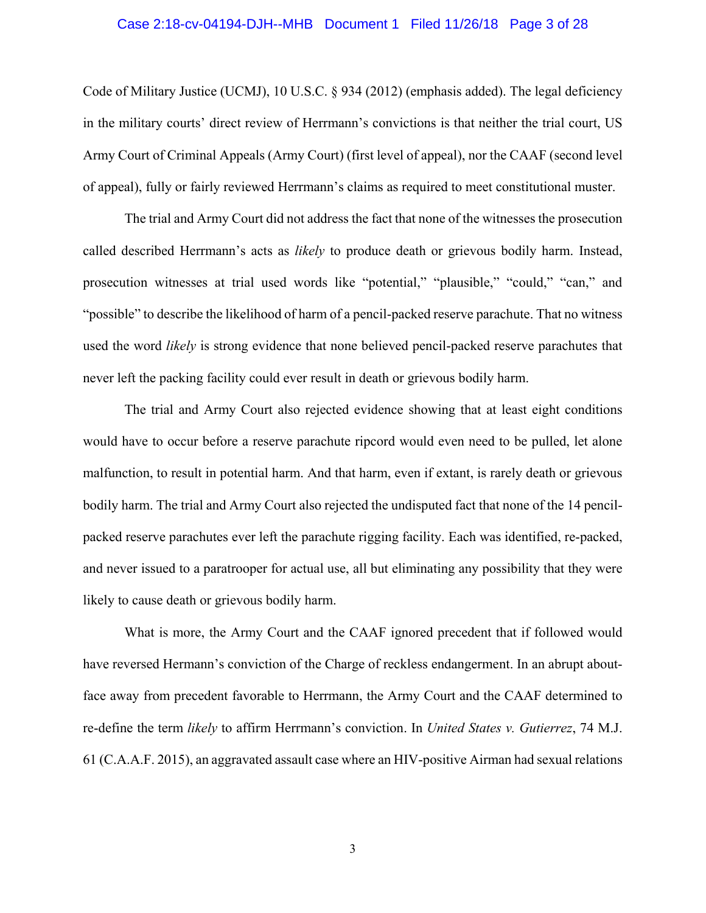Code of Military Justice (UCMJ), 10 U.S.C. § 934 (2012) (emphasis added). The legal deficiency in the military courts' direct review of Herrmann's convictions is that neither the trial court, US Army Court of Criminal Appeals (Army Court) (first level of appeal), nor the CAAF (second level of appeal), fully or fairly reviewed Herrmann's claims as required to meet constitutional muster.

The trial and Army Court did not address the fact that none of the witnesses the prosecution called described Herrmann's acts as *likely* to produce death or grievous bodily harm. Instead, prosecution witnesses at trial used words like "potential," "plausible," "could," "can," and "possible" to describe the likelihood of harm of a pencil-packed reserve parachute. That no witness used the word *likely* is strong evidence that none believed pencil-packed reserve parachutes that never left the packing facility could ever result in death or grievous bodily harm.

The trial and Army Court also rejected evidence showing that at least eight conditions would have to occur before a reserve parachute ripcord would even need to be pulled, let alone malfunction, to result in potential harm. And that harm, even if extant, is rarely death or grievous bodily harm. The trial and Army Court also rejected the undisputed fact that none of the 14 pencil-packed reserve parachutes ever left the parachute rigging facility. Each was identified, re-packed, and never issued to a paratrooper for actual use, all but eliminating any possibility that they were likely to cause death or grievous bodily harm.

What is more, the Army Court and the CAAF ignored precedent that if followed would have reversed Hermann's conviction of the Charge of reckless endangerment. In an abrupt about-face away from precedent favorable to Herrmann, the Army Court and the CAAF determined to re-define the term *likely* to affirm Herrmann's conviction. In *United States v. Gutierrez*, 74 M.J. 61 (C.A.A.F. 2015), an aggravated assault case where an HIV-positive Airman had sexual relations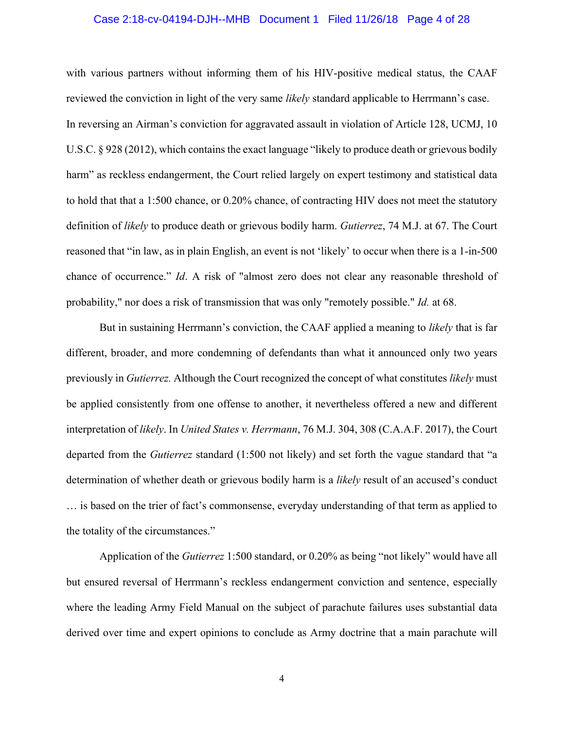with various partners without informing them of his HIV-positive medical status, the CAAF reviewed the conviction in light of the very same *likely* standard applicable to Herrmann's case. In reversing an Airman's conviction for aggravated assault in violation of Article 128, UCMJ, 10 U.S.C. § 928 (2012), which contains the exact language "likely to produce death or grievous bodily harm" as reckless endangerment, the Court relied largely on expert testimony and statistical data to hold that that a 1:500 chance, or 0.20% chance, of contracting HIV does not meet the statutory definition of *likely* to produce death or grievous bodily harm. *Gutierrez*, 74 M.J. at 67. The Court reasoned that "in law, as in plain English, an event is not 'likely' to occur when there is a 1-in-500 chance of occurrence." *Id*. A risk of "almost zero does not clear any reasonable threshold of probability," nor does a risk of transmission that was only "remotely possible." *Id.* at 68.

But in sustaining Herrmann's conviction, the CAAF applied a meaning to *likely* that is far different, broader, and more condemning of defendants than what it announced only two years previously in *Gutierrez.* Although the Court recognized the concept of what constitutes *likely* must be applied consistently from one offense to another, it nevertheless offered a new and different interpretation of *likely*. In *United States v. Herrmann*, 76 M.J. 304, 308 (C.A.A.F. 2017), the Court departed from the *Gutierrez* standard (1:500 not likely) and set forth the vague standard that "a determination of whether death or grievous bodily harm is a *likely* result of an accused's conduct … is based on the trier of fact's commonsense, everyday understanding of that term as applied to the totality of the circumstances."

Application of the *Gutierrez* 1:500 standard, or 0.20% as being "not likely" would have all but ensured reversal of Herrmann's reckless endangerment conviction and sentence, especially where the leading Army Field Manual on the subject of parachute failures uses substantial data derived over time and expert opinions to conclude as Army doctrine that a main parachute will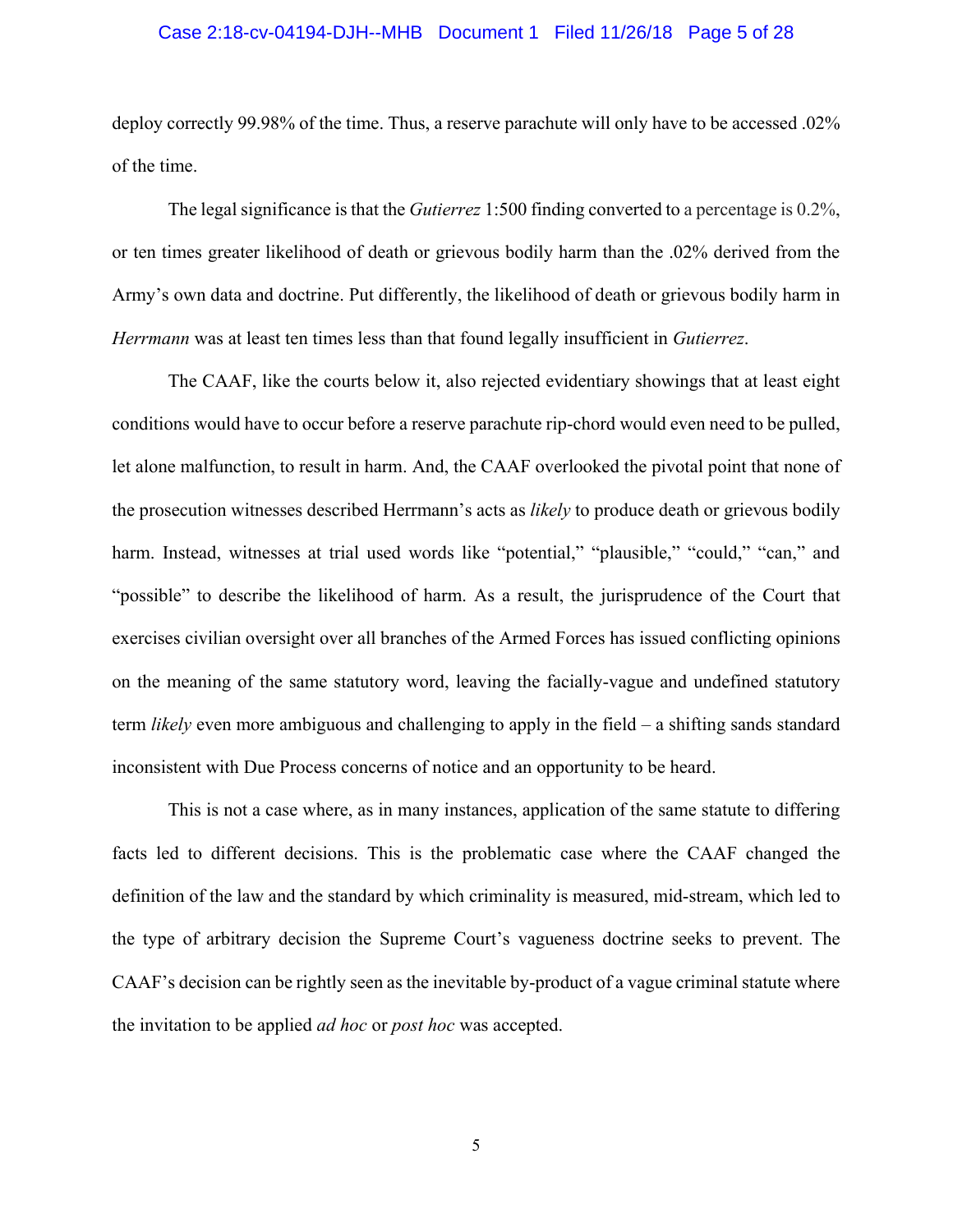deploy correctly 99.98% of the time. Thus, a reserve parachute will only have to be accessed .02% of the time.

The legal significance is that the *Gutierrez* 1:500 finding converted to a percentage is 0.2%, or ten times greater likelihood of death or grievous bodily harm than the .02% derived from the Army's own data and doctrine. Put differently, the likelihood of death or grievous bodily harm in *Herrmann* was at least ten times less than that found legally insufficient in *Gutierrez*.

The CAAF, like the courts below it, also rejected evidentiary showings that at least eight conditions would have to occur before a reserve parachute rip-chord would even need to be pulled, let alone malfunction, to result in harm. And, the CAAF overlooked the pivotal point that none of the prosecution witnesses described Herrmann's acts as *likely* to produce death or grievous bodily harm. Instead, witnesses at trial used words like "potential," "plausible," "could," "can," and "possible" to describe the likelihood of harm. As a result, the jurisprudence of the Court that exercises civilian oversight over all branches of the Armed Forces has issued conflicting opinions on the meaning of the same statutory word, leaving the facially-vague and undefined statutory term *likely* even more ambiguous and challenging to apply in the field – a shifting sands standard inconsistent with Due Process concerns of notice and an opportunity to be heard.

This is not a case where, as in many instances, application of the same statute to differing facts led to different decisions. This is the problematic case where the CAAF changed the definition of the law and the standard by which criminality is measured, mid-stream, which led to the type of arbitrary decision the Supreme Court's vagueness doctrine seeks to prevent. The CAAF's decision can be rightly seen as the inevitable by-product of a vague criminal statute where the invitation to be applied *ad hoc* or *post hoc* was accepted.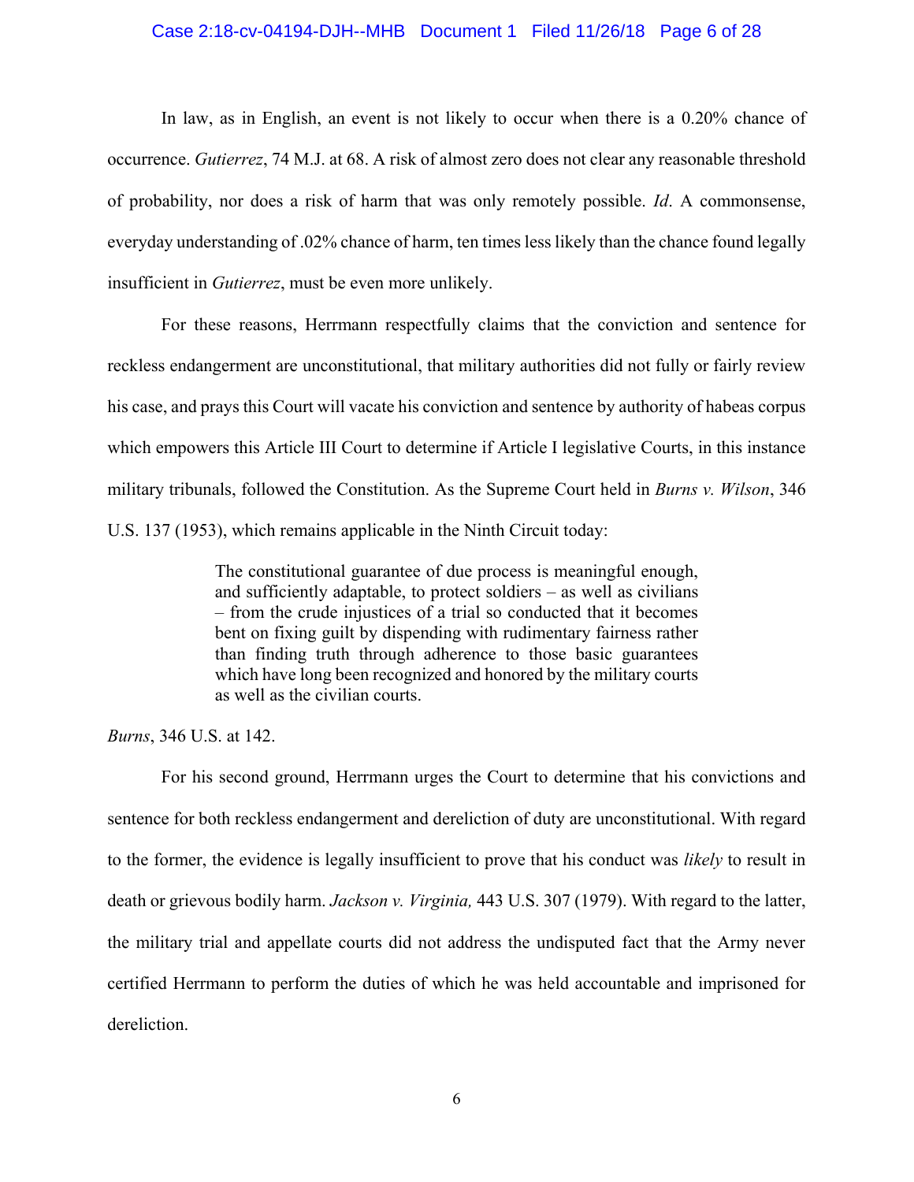In law, as in English, an event is not likely to occur when there is a 0.20% chance of occurrence. *Gutierrez*, 74 M.J. at 68. A risk of almost zero does not clear any reasonable threshold of probability, nor does a risk of harm that was only remotely possible. *Id*. A commonsense, everyday understanding of .02% chance of harm, ten times less likely than the chance found legally insufficient in *Gutierrez*, must be even more unlikely.

For these reasons, Herrmann respectfully claims that the conviction and sentence for reckless endangerment are unconstitutional, that military authorities did not fully or fairly review his case, and prays this Court will vacate his conviction and sentence by authority of habeas corpus which empowers this Article III Court to determine if Article I legislative Courts, in this instance military tribunals, followed the Constitution. As the Supreme Court held in *Burns v. Wilson*, 346 U.S. 137 (1953), which remains applicable in the Ninth Circuit today:

> The constitutional guarantee of due process is meaningful enough, and sufficiently adaptable, to protect soldiers – as well as civilians – from the crude injustices of a trial so conducted that it becomes bent on fixing guilt by dispending with rudimentary fairness rather than finding truth through adherence to those basic guarantees which have long been recognized and honored by the military courts as well as the civilian courts.

*Burns*, 346 U.S. at 142.

For his second ground, Herrmann urges the Court to determine that his convictions and sentence for both reckless endangerment and dereliction of duty are unconstitutional. With regard to the former, the evidence is legally insufficient to prove that his conduct was *likely* to result in death or grievous bodily harm. *Jackson v. Virginia,* 443 U.S. 307 (1979). With regard to the latter, the military trial and appellate courts did not address the undisputed fact that the Army never certified Herrmann to perform the duties of which he was held accountable and imprisoned for dereliction.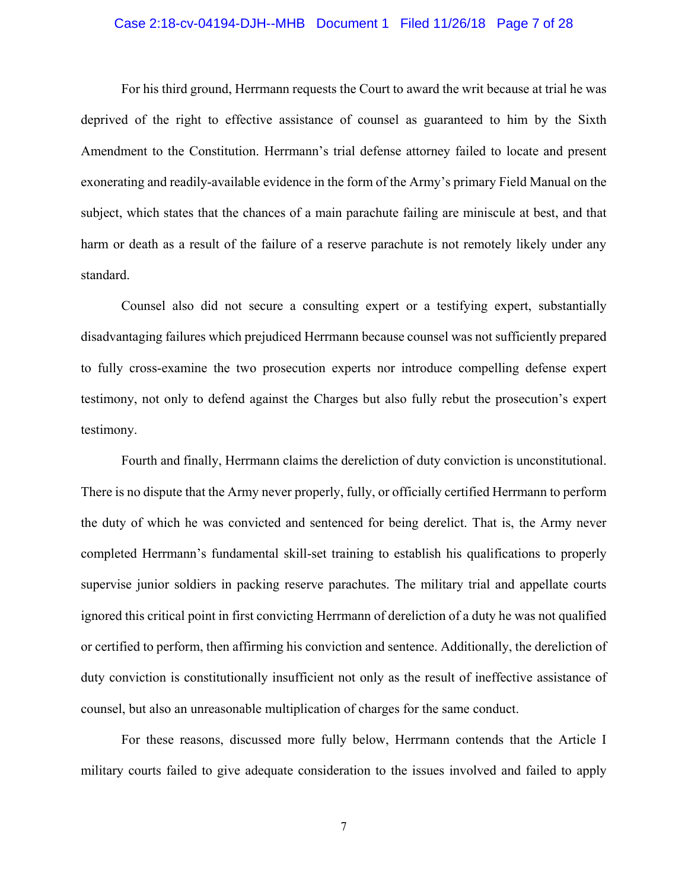For his third ground, Herrmann requests the Court to award the writ because at trial he was deprived of the right to effective assistance of counsel as guaranteed to him by the Sixth Amendment to the Constitution. Herrmann's trial defense attorney failed to locate and present exonerating and readily-available evidence in the form of the Army's primary Field Manual on the subject, which states that the chances of a main parachute failing are miniscule at best, and that harm or death as a result of the failure of a reserve parachute is not remotely likely under any standard.

Counsel also did not secure a consulting expert or a testifying expert, substantially disadvantaging failures which prejudiced Herrmann because counsel was not sufficiently prepared to fully cross-examine the two prosecution experts nor introduce compelling defense expert testimony, not only to defend against the Charges but also fully rebut the prosecution's expert testimony.

Fourth and finally, Herrmann claims the dereliction of duty conviction is unconstitutional. There is no dispute that the Army never properly, fully, or officially certified Herrmann to perform the duty of which he was convicted and sentenced for being derelict. That is, the Army never completed Herrmann's fundamental skill-set training to establish his qualifications to properly supervise junior soldiers in packing reserve parachutes. The military trial and appellate courts ignored this critical point in first convicting Herrmann of dereliction of a duty he was not qualified or certified to perform, then affirming his conviction and sentence. Additionally, the dereliction of duty conviction is constitutionally insufficient not only as the result of ineffective assistance of counsel, but also an unreasonable multiplication of charges for the same conduct.

For these reasons, discussed more fully below, Herrmann contends that the Article I military courts failed to give adequate consideration to the issues involved and failed to apply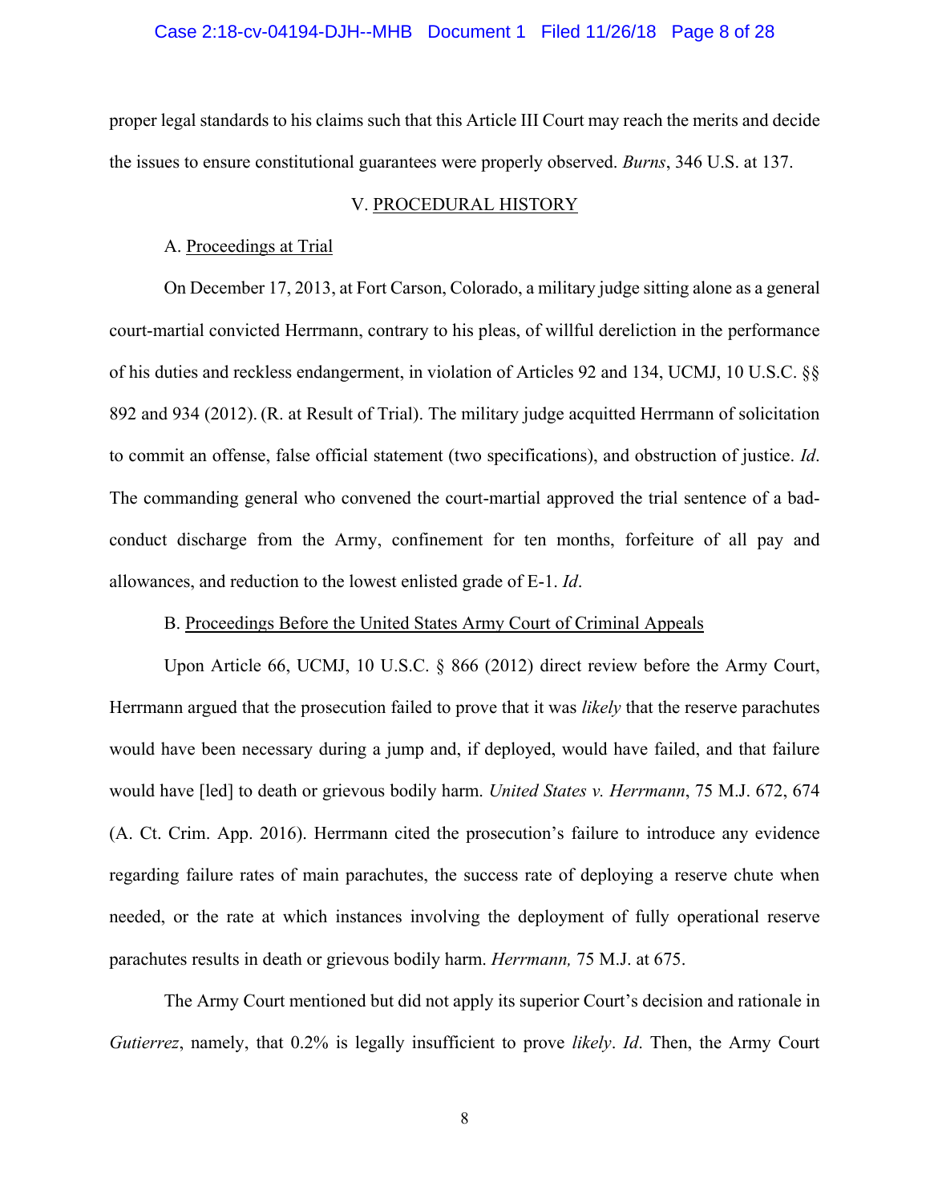proper legal standards to his claims such that this Article III Court may reach the merits and decide the issues to ensure constitutional guarantees were properly observed. *Burns*, 346 U.S. at 137.

## V. PROCEDURAL HISTORY

### A. Proceedings at Trial

On December 17, 2013, at Fort Carson, Colorado, a military judge sitting alone as a general court-martial convicted Herrmann, contrary to his pleas, of willful dereliction in the performance of his duties and reckless endangerment, in violation of Articles 92 and 134, UCMJ, 10 U.S.C. §§ 892 and 934 (2012). (R. at Result of Trial). The military judge acquitted Herrmann of solicitation to commit an offense, false official statement (two specifications), and obstruction of justice. *Id*. The commanding general who convened the court-martial approved the trial sentence of a bad-conduct discharge from the Army, confinement for ten months, forfeiture of all pay and allowances, and reduction to the lowest enlisted grade of E-1. *Id*.

### B. Proceedings Before the United States Army Court of Criminal Appeals

Upon Article 66, UCMJ, 10 U.S.C. § 866 (2012) direct review before the Army Court, Herrmann argued that the prosecution failed to prove that it was *likely* that the reserve parachutes would have been necessary during a jump and, if deployed, would have failed, and that failure would have [led] to death or grievous bodily harm. *United States v. Herrmann*, 75 M.J. 672, 674 (A. Ct. Crim. App. 2016). Herrmann cited the prosecution's failure to introduce any evidence regarding failure rates of main parachutes, the success rate of deploying a reserve chute when needed, or the rate at which instances involving the deployment of fully operational reserve parachutes results in death or grievous bodily harm. *Herrmann,* 75 M.J. at 675.

The Army Court mentioned but did not apply its superior Court's decision and rationale in *Gutierrez*, namely, that 0.2% is legally insufficient to prove *likely*. *Id*. Then, the Army Court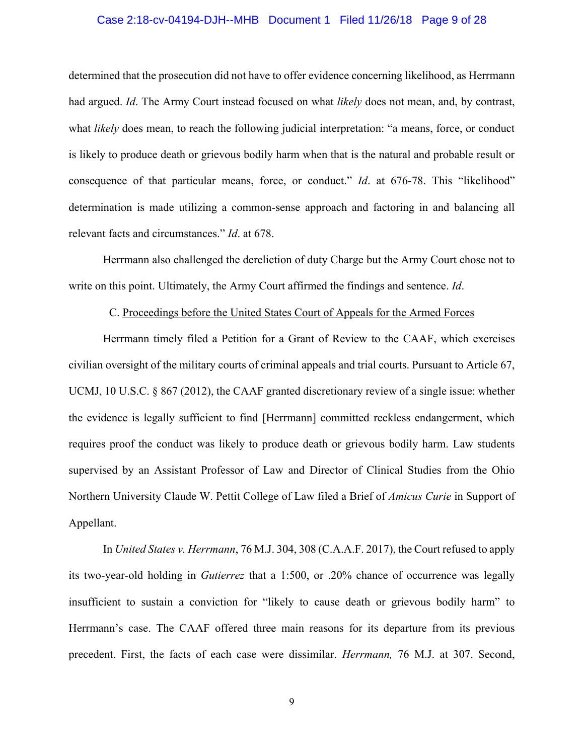determined that the prosecution did not have to offer evidence concerning likelihood, as Herrmann had argued. *Id*. The Army Court instead focused on what *likely* does not mean, and, by contrast, what *likely* does mean, to reach the following judicial interpretation: "a means, force, or conduct is likely to produce death or grievous bodily harm when that is the natural and probable result or consequence of that particular means, force, or conduct." *Id*. at 676-78. This "likelihood" determination is made utilizing a common-sense approach and factoring in and balancing all relevant facts and circumstances." *Id*. at 678.

Herrmann also challenged the dereliction of duty Charge but the Army Court chose not to write on this point. Ultimately, the Army Court affirmed the findings and sentence. *Id*.

C. Proceedings before the United States Court of Appeals for the Armed Forces

Herrmann timely filed a Petition for a Grant of Review to the CAAF, which exercises civilian oversight of the military courts of criminal appeals and trial courts. Pursuant to Article 67, UCMJ, 10 U.S.C. § 867 (2012), the CAAF granted discretionary review of a single issue: whether the evidence is legally sufficient to find [Herrmann] committed reckless endangerment, which requires proof the conduct was likely to produce death or grievous bodily harm. Law students supervised by an Assistant Professor of Law and Director of Clinical Studies from the Ohio Northern University Claude W. Pettit College of Law filed a Brief of *Amicus Curie* in Support of Appellant.

In *United States v. Herrmann*, 76 M.J. 304, 308 (C.A.A.F. 2017), the Court refused to apply its two-year-old holding in *Gutierrez* that a 1:500, or .20% chance of occurrence was legally insufficient to sustain a conviction for "likely to cause death or grievous bodily harm" to Herrmann's case. The CAAF offered three main reasons for its departure from its previous precedent. First, the facts of each case were dissimilar. *Herrmann,* 76 M.J. at 307. Second,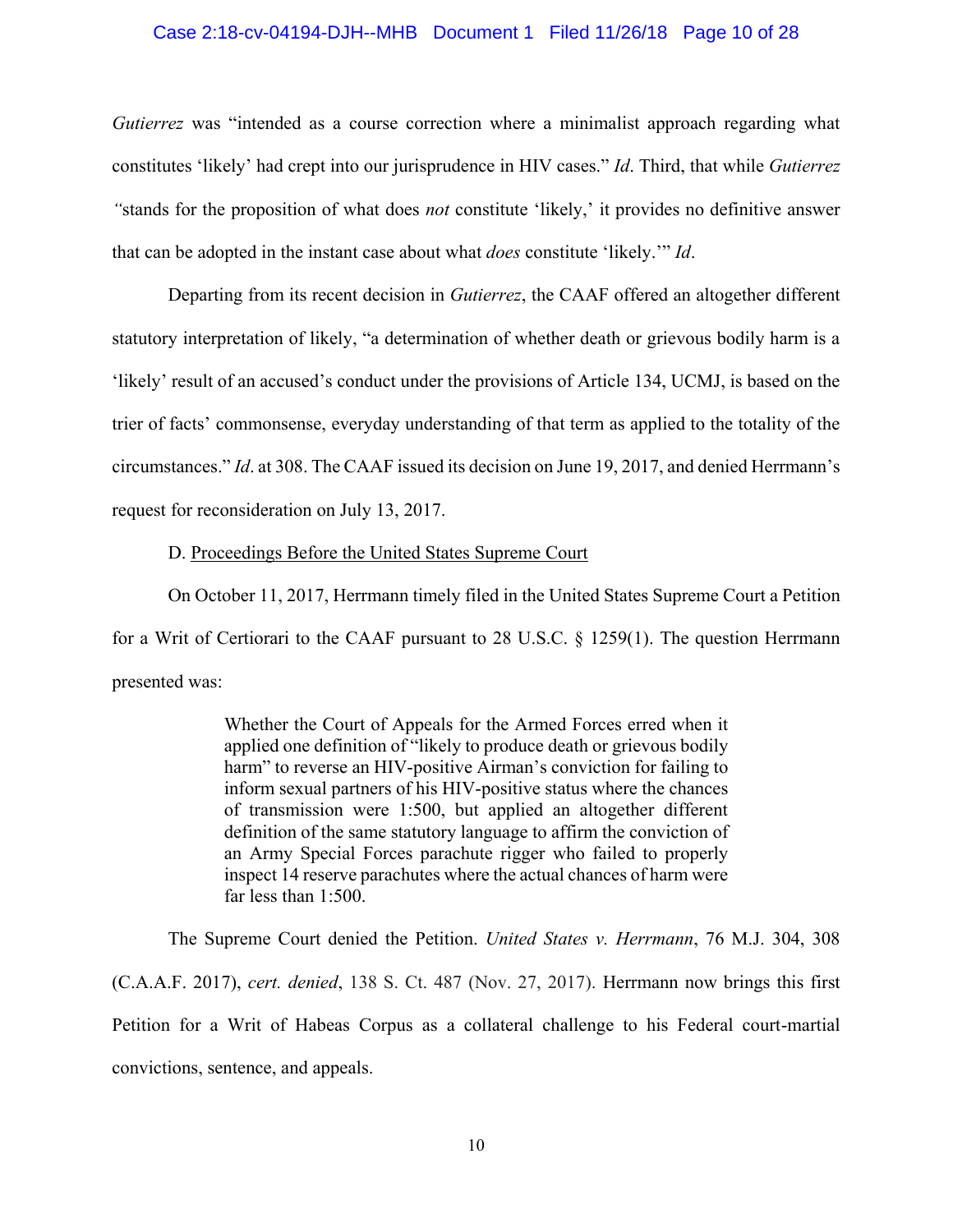*Gutierrez* was “intended as a course correction where a minimalist approach regarding what constitutes ‘likely’ had crept into our jurisprudence in HIV cases.” *Id*. Third, that while *Gutierrez “*stands for the proposition of what does *not* constitute ‘likely,’ it provides no definitive answer that can be adopted in the instant case about what *does* constitute ‘likely.’” *Id*.

Departing from its recent decision in *Gutierrez*, the CAAF offered an altogether different statutory interpretation of likely, “a determination of whether death or grievous bodily harm is a ‘likely’ result of an accused’s conduct under the provisions of Article 134, UCMJ, is based on the trier of facts’ commonsense, everyday understanding of that term as applied to the totality of the circumstances.” *Id*. at 308. The CAAF issued its decision on June 19, 2017, and denied Herrmann’s request for reconsideration on July 13, 2017.

D. Proceedings Before the United States Supreme Court

On October 11, 2017, Herrmann timely filed in the United States Supreme Court a Petition for a Writ of Certiorari to the CAAF pursuant to 28 U.S.C. § 1259(1). The question Herrmann presented was:

> Whether the Court of Appeals for the Armed Forces erred when it applied one definition of “likely to produce death or grievous bodily harm” to reverse an HIV-positive Airman’s conviction for failing to inform sexual partners of his HIV-positive status where the chances of transmission were 1:500, but applied an altogether different definition of the same statutory language to affirm the conviction of an Army Special Forces parachute rigger who failed to properly inspect 14 reserve parachutes where the actual chances of harm were far less than 1:500.

The Supreme Court denied the Petition. *United States v. Herrmann*, 76 M.J. 304, 308 (C.A.A.F. 2017), *cert. denied*, 138 S. Ct. 487 (Nov. 27, 2017). Herrmann now brings this first Petition for a Writ of Habeas Corpus as a collateral challenge to his Federal court-martial convictions, sentence, and appeals.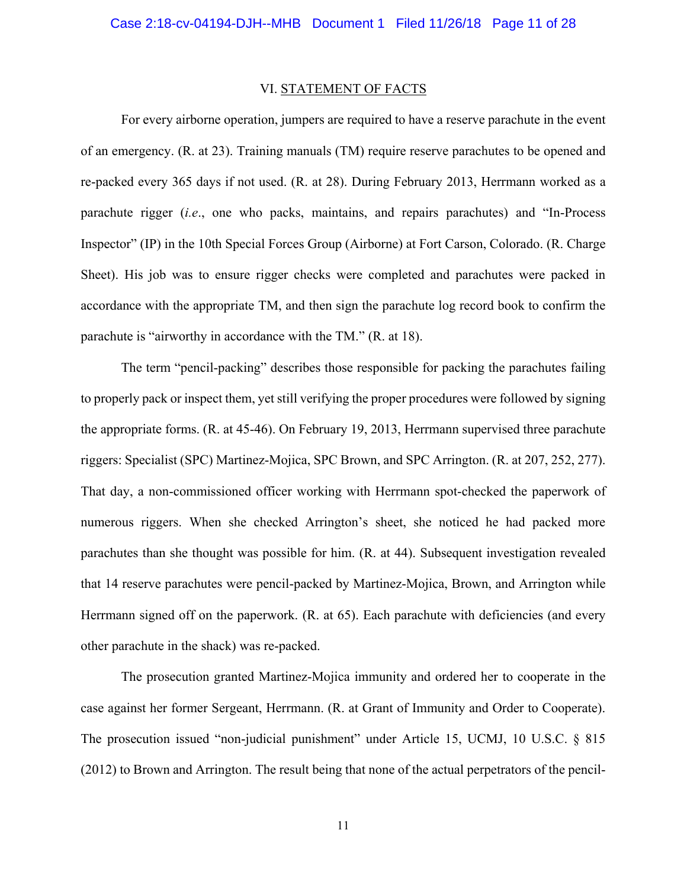## VI. STATEMENT OF FACTS

For every airborne operation, jumpers are required to have a reserve parachute in the event of an emergency. (R. at 23). Training manuals (TM) require reserve parachutes to be opened and re-packed every 365 days if not used. (R. at 28). During February 2013, Herrmann worked as a parachute rigger (*i.e.*, one who packs, maintains, and repairs parachutes) and "In-Process Inspector" (IP) in the 10th Special Forces Group (Airborne) at Fort Carson, Colorado. (R. Charge Sheet). His job was to ensure rigger checks were completed and parachutes were packed in accordance with the appropriate TM, and then sign the parachute log record book to confirm the parachute is "airworthy in accordance with the TM." (R. at 18).

The term "pencil-packing" describes those responsible for packing the parachutes failing to properly pack or inspect them, yet still verifying the proper procedures were followed by signing the appropriate forms. (R. at 45-46). On February 19, 2013, Herrmann supervised three parachute riggers: Specialist (SPC) Martinez-Mojica, SPC Brown, and SPC Arrington. (R. at 207, 252, 277). That day, a non-commissioned officer working with Herrmann spot-checked the paperwork of numerous riggers. When she checked Arrington's sheet, she noticed he had packed more parachutes than she thought was possible for him. (R. at 44). Subsequent investigation revealed that 14 reserve parachutes were pencil-packed by Martinez-Mojica, Brown, and Arrington while Herrmann signed off on the paperwork. (R. at 65). Each parachute with deficiencies (and every other parachute in the shack) was re-packed.

The prosecution granted Martinez-Mojica immunity and ordered her to cooperate in the case against her former Sergeant, Herrmann. (R. at Grant of Immunity and Order to Cooperate). The prosecution issued "non-judicial punishment" under Article 15, UCMJ, 10 U.S.C. § 815 (2012) to Brown and Arrington. The result being that none of the actual perpetrators of the pencil-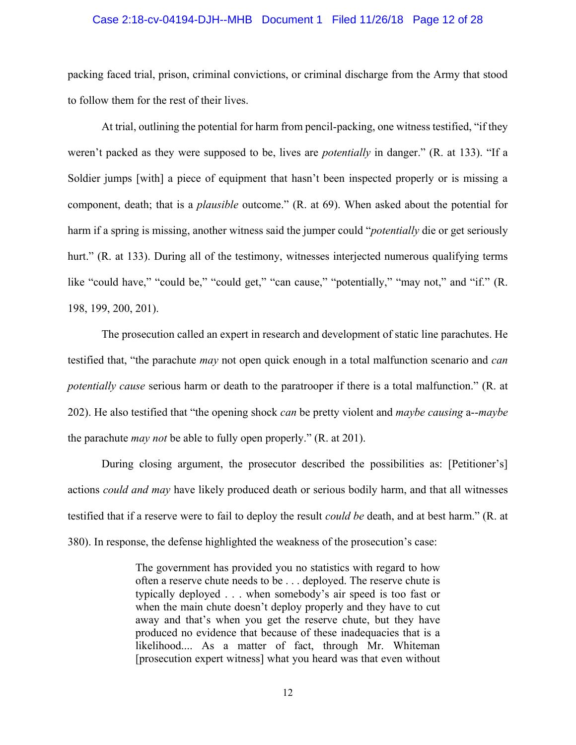packing faced trial, prison, criminal convictions, or criminal discharge from the Army that stood to follow them for the rest of their lives.

At trial, outlining the potential for harm from pencil-packing, one witness testified, "if they weren't packed as they were supposed to be, lives are *potentially* in danger." (R. at 133). "If a Soldier jumps [with] a piece of equipment that hasn't been inspected properly or is missing a component, death; that is a *plausible* outcome." (R. at 69). When asked about the potential for harm if a spring is missing, another witness said the jumper could "*potentially* die or get seriously hurt." (R. at 133). During all of the testimony, witnesses interjected numerous qualifying terms like "could have," "could be," "could get," "can cause," "potentially," "may not," and "if." (R. 198, 199, 200, 201).

The prosecution called an expert in research and development of static line parachutes. He testified that, "the parachute *may* not open quick enough in a total malfunction scenario and *can potentially cause* serious harm or death to the paratrooper if there is a total malfunction." (R. at 202). He also testified that "the opening shock *can* be pretty violent and *maybe causing* a--*maybe* the parachute *may not* be able to fully open properly." (R. at 201).

During closing argument, the prosecutor described the possibilities as: [Petitioner's] actions *could and may* have likely produced death or serious bodily harm, and that all witnesses testified that if a reserve were to fail to deploy the result *could be* death, and at best harm." (R. at 380). In response, the defense highlighted the weakness of the prosecution's case:

> The government has provided you no statistics with regard to how often a reserve chute needs to be . . . deployed. The reserve chute is typically deployed . . . when somebody's air speed is too fast or when the main chute doesn't deploy properly and they have to cut away and that's when you get the reserve chute, but they have produced no evidence that because of these inadequacies that is a likelihood.... As a matter of fact, through Mr. Whiteman [prosecution expert witness] what you heard was that even without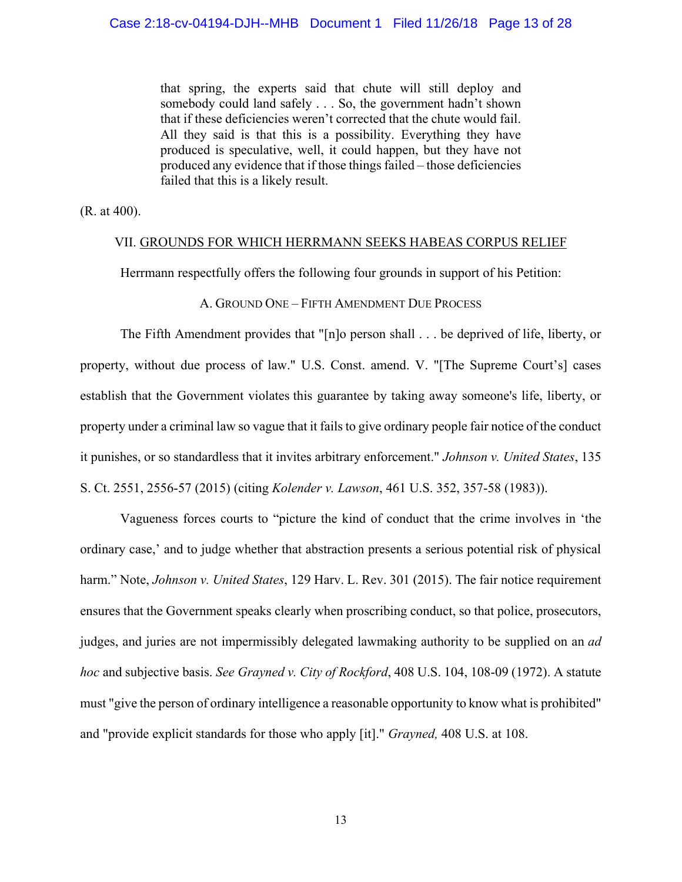> that spring, the experts said that chute will still deploy and somebody could land safely . . . So, the government hadn't shown that if these deficiencies weren't corrected that the chute would fail. All they said is that this is a possibility. Everything they have produced is speculative, well, it could happen, but they have not produced any evidence that if those things failed – those deficiencies failed that this is a likely result.

(R. at 400).

## VII. GROUNDS FOR WHICH HERRMANN SEEKS HABEAS CORPUS RELIEF

Herrmann respectfully offers the following four grounds in support of his Petition:

### A. Ground One – Fifth Amendment Due Process

The Fifth Amendment provides that "[n]o person shall . . . be deprived of life, liberty, or property, without due process of law." U.S. Const. amend. V. "[The Supreme Court's] cases establish that the Government violates this guarantee by taking away someone's life, liberty, or property under a criminal law so vague that it fails to give ordinary people fair notice of the conduct it punishes, or so standardless that it invites arbitrary enforcement." *Johnson v. United States*, 135 S. Ct. 2551, 2556-57 (2015) (citing *Kolender v. Lawson*, 461 U.S. 352, 357-58 (1983)).

Vagueness forces courts to "picture the kind of conduct that the crime involves in 'the ordinary case,' and to judge whether that abstraction presents a serious potential risk of physical harm." Note, *Johnson v. United States*, 129 Harv. L. Rev. 301 (2015). The fair notice requirement ensures that the Government speaks clearly when proscribing conduct, so that police, prosecutors, judges, and juries are not impermissibly delegated lawmaking authority to be supplied on an *ad hoc* and subjective basis. *See Grayned v. City of Rockford*, 408 U.S. 104, 108-09 (1972). A statute must "give the person of ordinary intelligence a reasonable opportunity to know what is prohibited" and "provide explicit standards for those who apply [it]." *Grayned,* 408 U.S. at 108.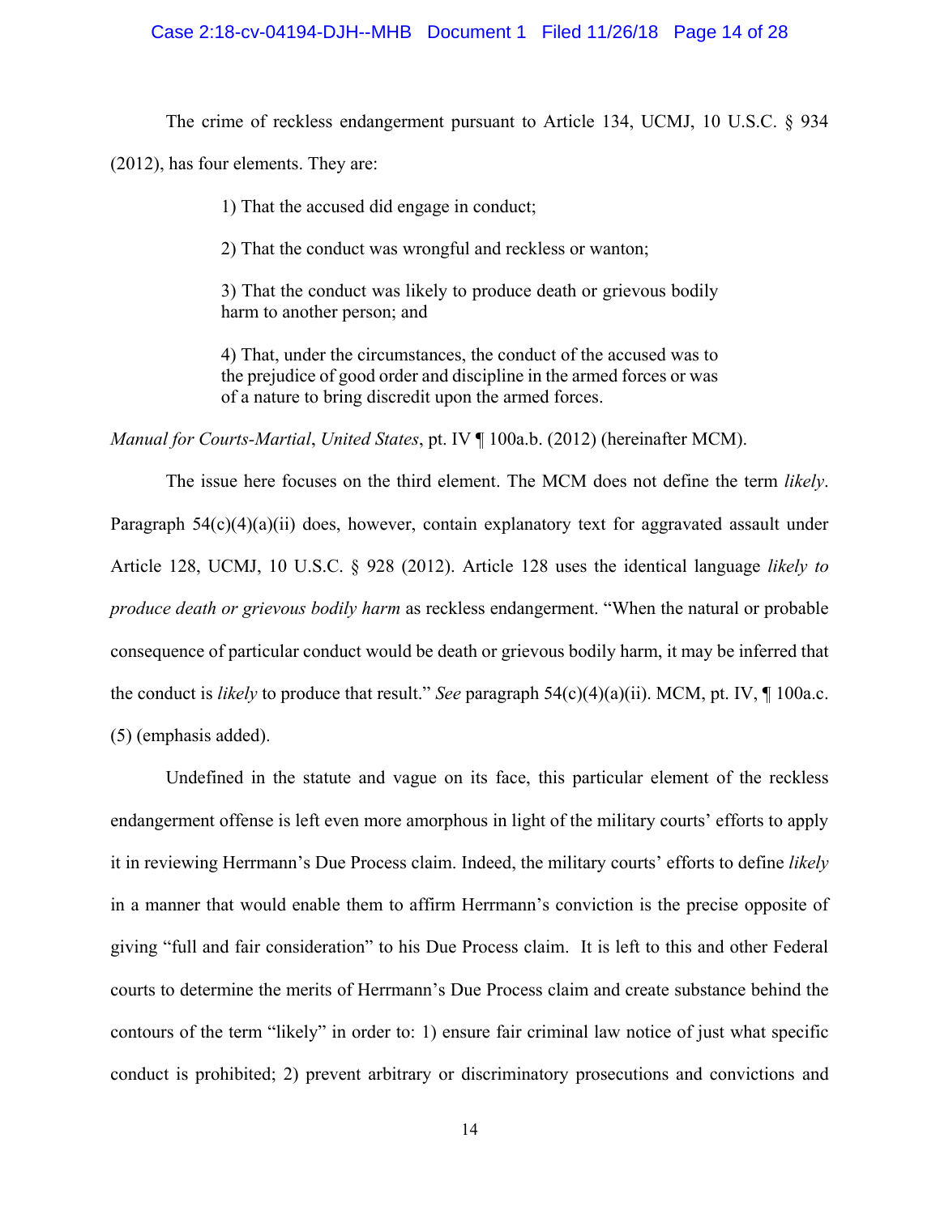The crime of reckless endangerment pursuant to Article 134, UCMJ, 10 U.S.C. § 934 (2012), has four elements. They are:

> 1) That the accused did engage in conduct;
>
> 2) That the conduct was wrongful and reckless or wanton;
>
> 3) That the conduct was likely to produce death or grievous bodily harm to another person; and
>
> 4) That, under the circumstances, the conduct of the accused was to the prejudice of good order and discipline in the armed forces or was of a nature to bring discredit upon the armed forces.

*Manual for Courts-Martial*, *United States*, pt. IV ¶ 100a.b. (2012) (hereinafter MCM).

The issue here focuses on the third element. The MCM does not define the term *likely*. Paragraph 54(c)(4)(a)(ii) does, however, contain explanatory text for aggravated assault under Article 128, UCMJ, 10 U.S.C. § 928 (2012). Article 128 uses the identical language *likely to produce death or grievous bodily harm* as reckless endangerment. "When the natural or probable consequence of particular conduct would be death or grievous bodily harm, it may be inferred that the conduct is *likely* to produce that result." *See* paragraph 54(c)(4)(a)(ii). MCM, pt. IV, ¶ 100a.c.(5) (emphasis added).

Undefined in the statute and vague on its face, this particular element of the reckless endangerment offense is left even more amorphous in light of the military courts' efforts to apply it in reviewing Herrmann's Due Process claim. Indeed, the military courts' efforts to define *likely* in a manner that would enable them to affirm Herrmann's conviction is the precise opposite of giving "full and fair consideration" to his Due Process claim. It is left to this and other Federal courts to determine the merits of Herrmann's Due Process claim and create substance behind the contours of the term "likely" in order to: 1) ensure fair criminal law notice of just what specific conduct is prohibited; 2) prevent arbitrary or discriminatory prosecutions and convictions and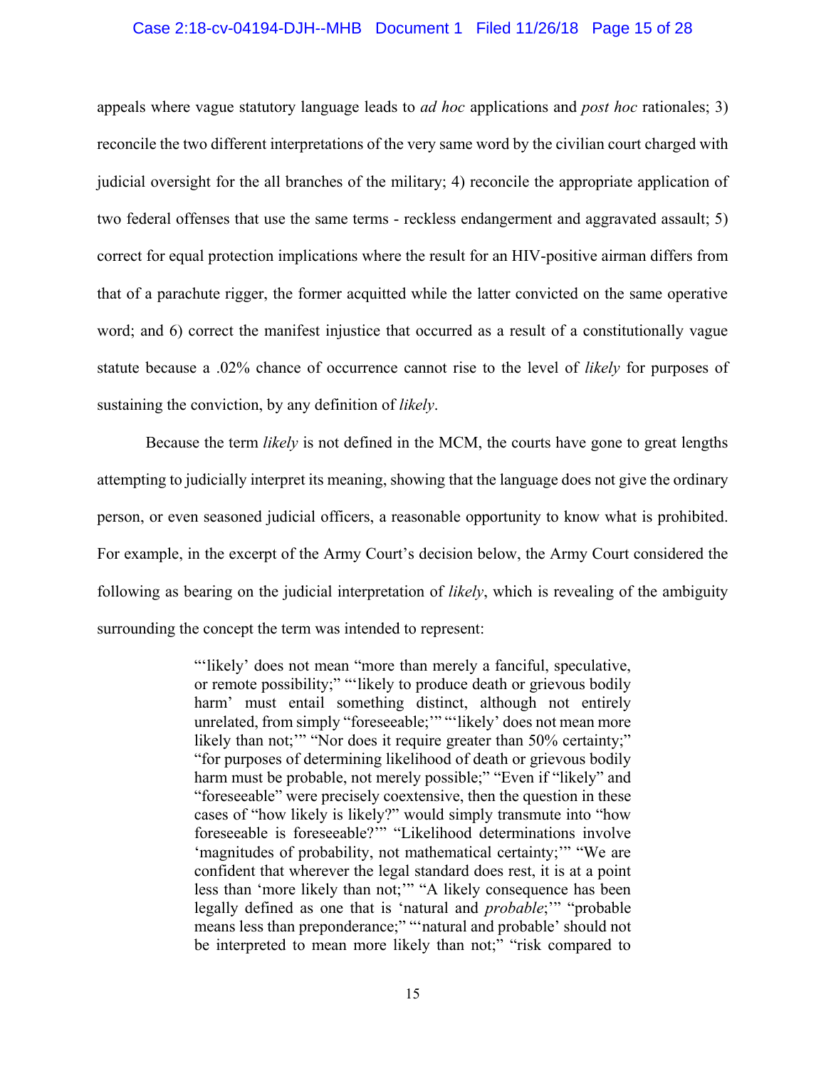appeals where vague statutory language leads to *ad hoc* applications and *post hoc* rationales; 3) reconcile the two different interpretations of the very same word by the civilian court charged with judicial oversight for the all branches of the military; 4) reconcile the appropriate application of two federal offenses that use the same terms - reckless endangerment and aggravated assault; 5) correct for equal protection implications where the result for an HIV-positive airman differs from that of a parachute rigger, the former acquitted while the latter convicted on the same operative word; and 6) correct the manifest injustice that occurred as a result of a constitutionally vague statute because a .02% chance of occurrence cannot rise to the level of *likely* for purposes of sustaining the conviction, by any definition of *likely*.

Because the term *likely* is not defined in the MCM, the courts have gone to great lengths attempting to judicially interpret its meaning, showing that the language does not give the ordinary person, or even seasoned judicial officers, a reasonable opportunity to know what is prohibited. For example, in the excerpt of the Army Court's decision below, the Army Court considered the following as bearing on the judicial interpretation of *likely*, which is revealing of the ambiguity surrounding the concept the term was intended to represent:

> "'likely' does not mean "more than merely a fanciful, speculative, or remote possibility;" "'likely to produce death or grievous bodily harm' must entail something distinct, although not entirely unrelated, from simply "foreseeable;'" "'likely' does not mean more likely than not;'" "Nor does it require greater than 50% certainty;" "for purposes of determining likelihood of death or grievous bodily harm must be probable, not merely possible;" "Even if "likely" and "foreseeable" were precisely coextensive, then the question in these cases of "how likely is likely?" would simply transmute into "how foreseeable is foreseeable?'" "Likelihood determinations involve 'magnitudes of probability, not mathematical certainty;'" "We are confident that wherever the legal standard does rest, it is at a point less than 'more likely than not;'" "A likely consequence has been legally defined as one that is 'natural and *probable*;'" "probable means less than preponderance;" "'natural and probable' should not be interpreted to mean more likely than not;" "risk compared to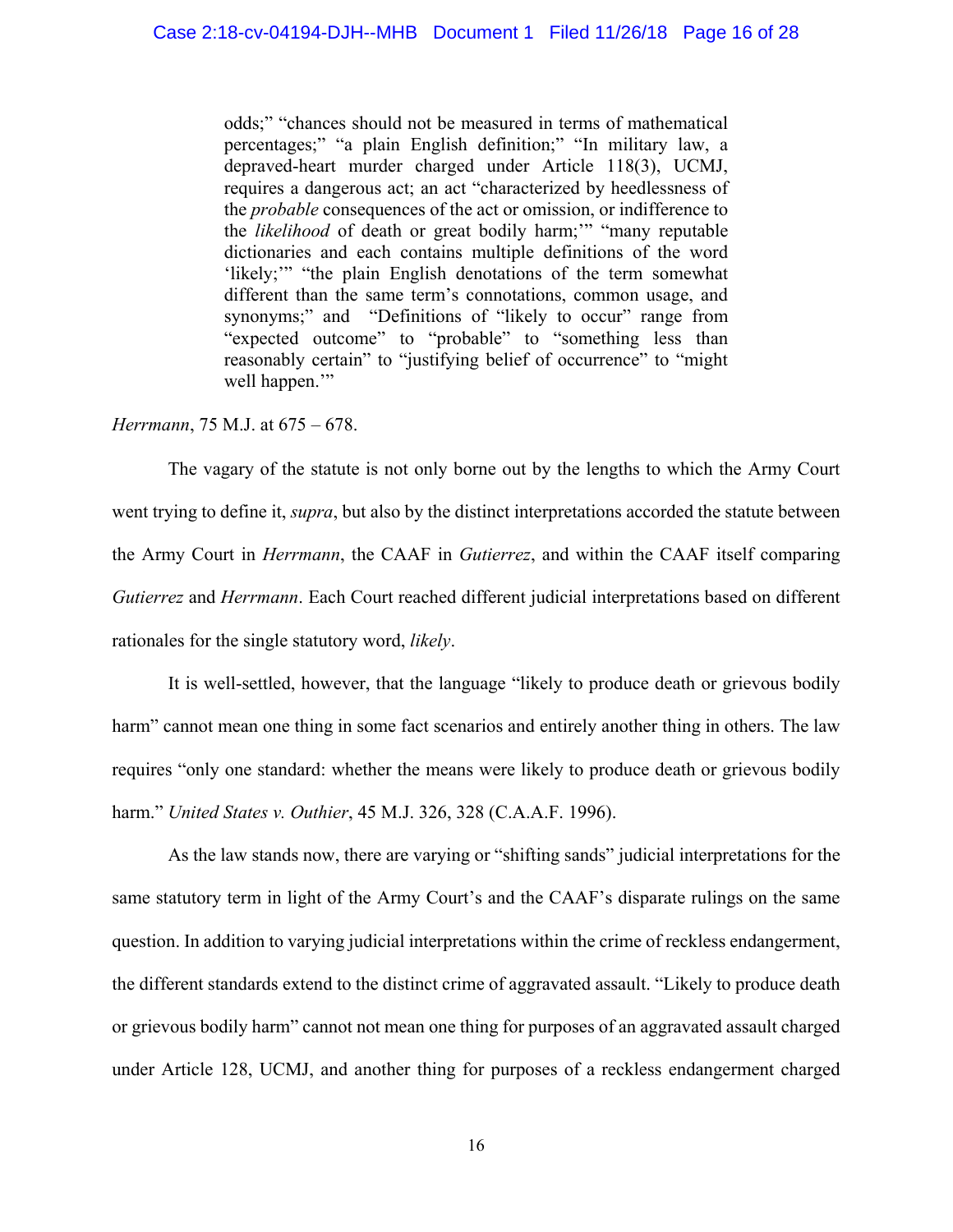> odds;" "chances should not be measured in terms of mathematical percentages;" "a plain English definition;" "In military law, a depraved-heart murder charged under Article 118(3), UCMJ, requires a dangerous act; an act "characterized by heedlessness of the *probable* consequences of the act or omission, or indifference to the *likelihood* of death or great bodily harm;'" "many reputable dictionaries and each contains multiple definitions of the word 'likely;'" "the plain English denotations of the term somewhat different than the same term's connotations, common usage, and synonyms;" and "Definitions of "likely to occur" range from "expected outcome" to "probable" to "something less than reasonably certain" to "justifying belief of occurrence" to "might well happen.'"

*Herrmann*, 75 M.J. at 675 – 678.

The vagary of the statute is not only borne out by the lengths to which the Army Court went trying to define it, *supra*, but also by the distinct interpretations accorded the statute between the Army Court in *Herrmann*, the CAAF in *Gutierrez*, and within the CAAF itself comparing *Gutierrez* and *Herrmann*. Each Court reached different judicial interpretations based on different rationales for the single statutory word, *likely*.

It is well-settled, however, that the language "likely to produce death or grievous bodily harm" cannot mean one thing in some fact scenarios and entirely another thing in others. The law requires "only one standard: whether the means were likely to produce death or grievous bodily harm." *United States v. Outhier*, 45 M.J. 326, 328 (C.A.A.F. 1996).

As the law stands now, there are varying or "shifting sands" judicial interpretations for the same statutory term in light of the Army Court's and the CAAF's disparate rulings on the same question. In addition to varying judicial interpretations within the crime of reckless endangerment, the different standards extend to the distinct crime of aggravated assault. "Likely to produce death or grievous bodily harm" cannot not mean one thing for purposes of an aggravated assault charged under Article 128, UCMJ, and another thing for purposes of a reckless endangerment charged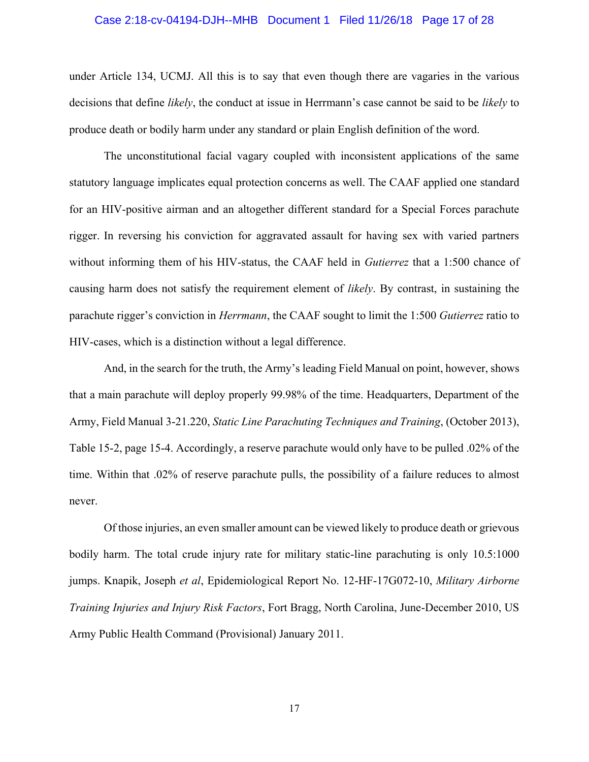under Article 134, UCMJ. All this is to say that even though there are vagaries in the various decisions that define *likely*, the conduct at issue in Herrmann's case cannot be said to be *likely* to produce death or bodily harm under any standard or plain English definition of the word.

The unconstitutional facial vagary coupled with inconsistent applications of the same statutory language implicates equal protection concerns as well. The CAAF applied one standard for an HIV-positive airman and an altogether different standard for a Special Forces parachute rigger. In reversing his conviction for aggravated assault for having sex with varied partners without informing them of his HIV-status, the CAAF held in *Gutierrez* that a 1:500 chance of causing harm does not satisfy the requirement element of *likely*. By contrast, in sustaining the parachute rigger's conviction in *Herrmann*, the CAAF sought to limit the 1:500 *Gutierrez* ratio to HIV-cases, which is a distinction without a legal difference.

And, in the search for the truth, the Army's leading Field Manual on point, however, shows that a main parachute will deploy properly 99.98% of the time. Headquarters, Department of the Army, Field Manual 3-21.220, *Static Line Parachuting Techniques and Training*, (October 2013), Table 15-2, page 15-4. Accordingly, a reserve parachute would only have to be pulled .02% of the time. Within that .02% of reserve parachute pulls, the possibility of a failure reduces to almost never.

Of those injuries, an even smaller amount can be viewed likely to produce death or grievous bodily harm. The total crude injury rate for military static-line parachuting is only 10.5:1000 jumps. Knapik, Joseph *et al*, Epidemiological Report No. 12-HF-17G072-10, *Military Airborne Training Injuries and Injury Risk Factors*, Fort Bragg, North Carolina, June-December 2010, US Army Public Health Command (Provisional) January 2011.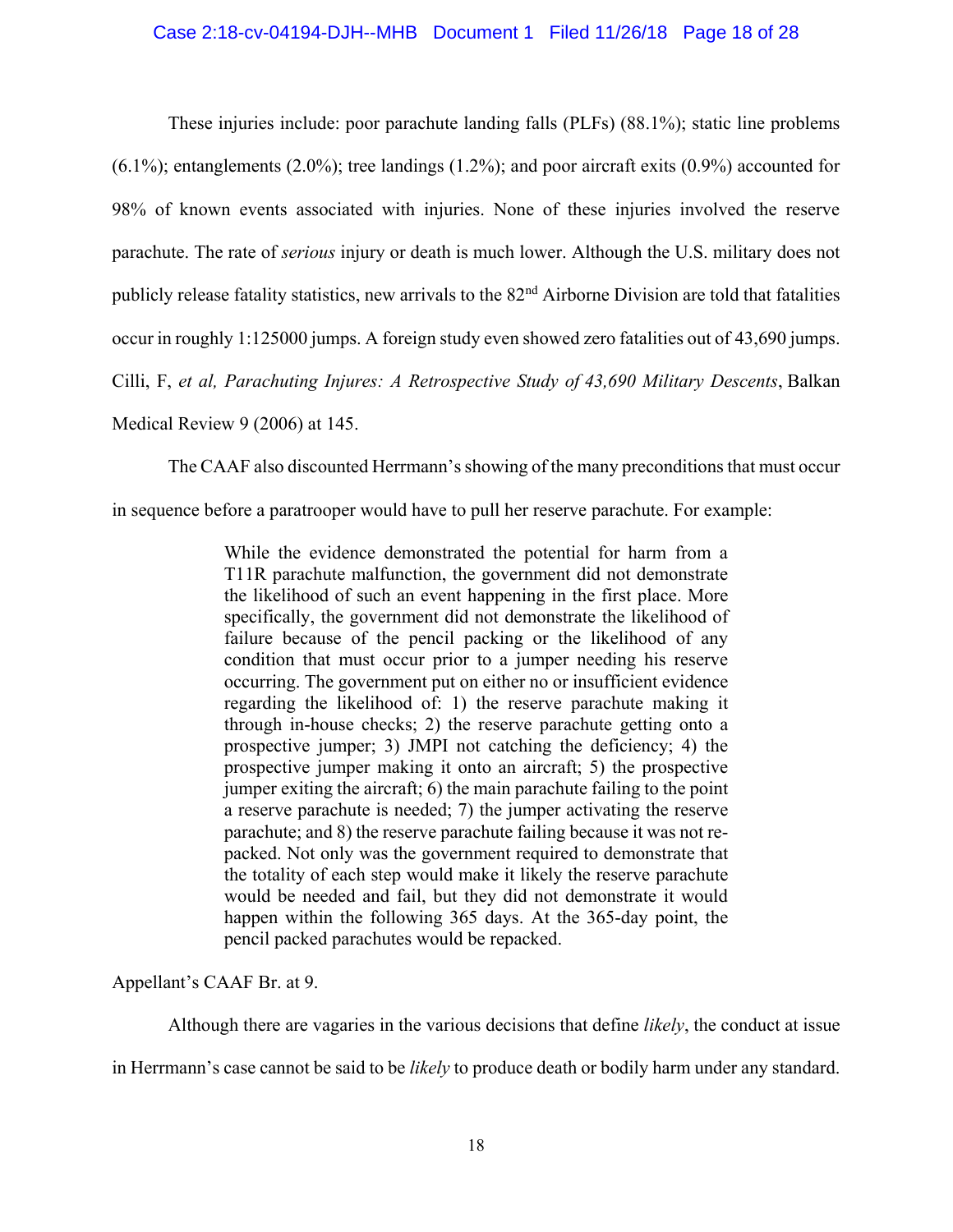These injuries include: poor parachute landing falls (PLFs) (88.1%); static line problems (6.1%); entanglements (2.0%); tree landings (1.2%); and poor aircraft exits (0.9%) accounted for 98% of known events associated with injuries. None of these injuries involved the reserve parachute. The rate of *serious* injury or death is much lower. Although the U.S. military does not publicly release fatality statistics, new arrivals to the 82nd Airborne Division are told that fatalities occur in roughly 1:125000 jumps. A foreign study even showed zero fatalities out of 43,690 jumps. Cilli, F, *et al, Parachuting Injures: A Retrospective Study of 43,690 Military Descents*, Balkan Medical Review 9 (2006) at 145.

The CAAF also discounted Herrmann's showing of the many preconditions that must occur in sequence before a paratrooper would have to pull her reserve parachute. For example:

> While the evidence demonstrated the potential for harm from a T11R parachute malfunction, the government did not demonstrate the likelihood of such an event happening in the first place. More specifically, the government did not demonstrate the likelihood of failure because of the pencil packing or the likelihood of any condition that must occur prior to a jumper needing his reserve occurring. The government put on either no or insufficient evidence regarding the likelihood of: 1) the reserve parachute making it through in-house checks; 2) the reserve parachute getting onto a prospective jumper; 3) JMPI not catching the deficiency; 4) the prospective jumper making it onto an aircraft; 5) the prospective jumper exiting the aircraft; 6) the main parachute failing to the point a reserve parachute is needed; 7) the jumper activating the reserve parachute; and 8) the reserve parachute failing because it was not re-packed. Not only was the government required to demonstrate that the totality of each step would make it likely the reserve parachute would be needed and fail, but they did not demonstrate it would happen within the following 365 days. At the 365-day point, the pencil packed parachutes would be repacked.

Appellant's CAAF Br. at 9.

Although there are vagaries in the various decisions that define *likely*, the conduct at issue in Herrmann's case cannot be said to be *likely* to produce death or bodily harm under any standard.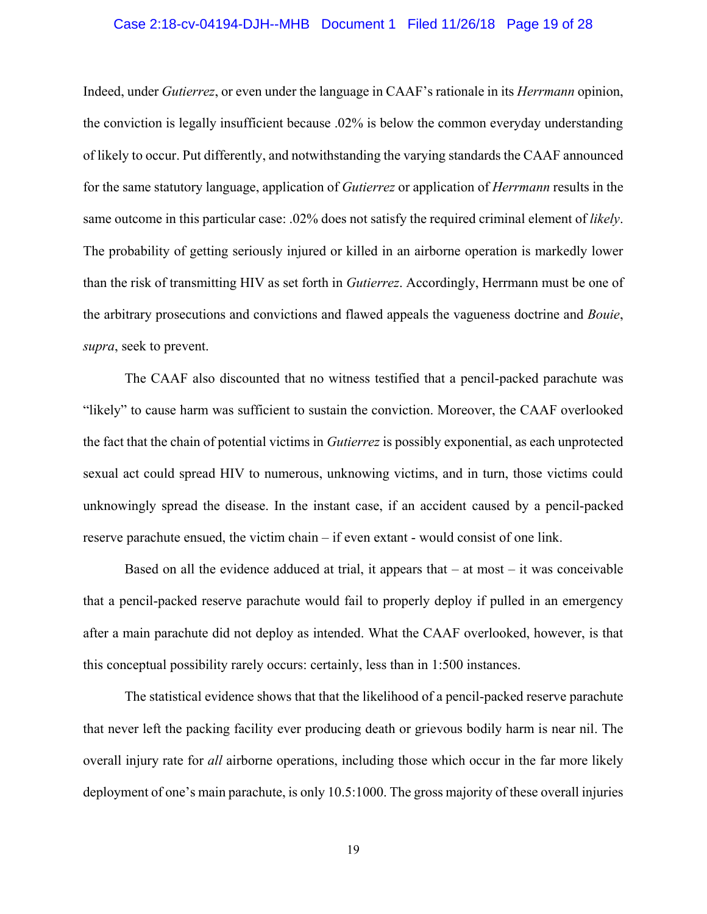Indeed, under *Gutierrez*, or even under the language in CAAF's rationale in its *Herrmann* opinion, the conviction is legally insufficient because .02% is below the common everyday understanding of likely to occur. Put differently, and notwithstanding the varying standards the CAAF announced for the same statutory language, application of *Gutierrez* or application of *Herrmann* results in the same outcome in this particular case: .02% does not satisfy the required criminal element of *likely*. The probability of getting seriously injured or killed in an airborne operation is markedly lower than the risk of transmitting HIV as set forth in *Gutierrez*. Accordingly, Herrmann must be one of the arbitrary prosecutions and convictions and flawed appeals the vagueness doctrine and *Bouie*, *supra*, seek to prevent.

The CAAF also discounted that no witness testified that a pencil-packed parachute was "likely" to cause harm was sufficient to sustain the conviction. Moreover, the CAAF overlooked the fact that the chain of potential victims in *Gutierrez* is possibly exponential, as each unprotected sexual act could spread HIV to numerous, unknowing victims, and in turn, those victims could unknowingly spread the disease. In the instant case, if an accident caused by a pencil-packed reserve parachute ensued, the victim chain – if even extant - would consist of one link.

Based on all the evidence adduced at trial, it appears that – at most – it was conceivable that a pencil-packed reserve parachute would fail to properly deploy if pulled in an emergency after a main parachute did not deploy as intended. What the CAAF overlooked, however, is that this conceptual possibility rarely occurs: certainly, less than in 1:500 instances.

The statistical evidence shows that that the likelihood of a pencil-packed reserve parachute that never left the packing facility ever producing death or grievous bodily harm is near nil. The overall injury rate for *all* airborne operations, including those which occur in the far more likely deployment of one's main parachute, is only 10.5:1000. The gross majority of these overall injuries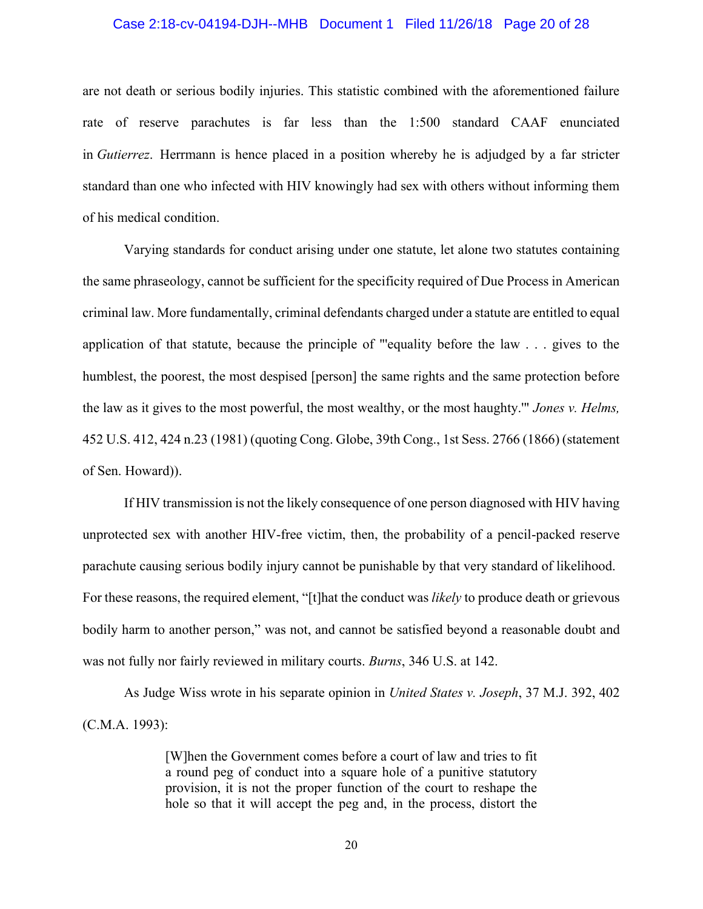are not death or serious bodily injuries. This statistic combined with the aforementioned failure rate of reserve parachutes is far less than the 1:500 standard CAAF enunciated in *Gutierrez*. Herrmann is hence placed in a position whereby he is adjudged by a far stricter standard than one who infected with HIV knowingly had sex with others without informing them of his medical condition.

Varying standards for conduct arising under one statute, let alone two statutes containing the same phraseology, cannot be sufficient for the specificity required of Due Process in American criminal law. More fundamentally, criminal defendants charged under a statute are entitled to equal application of that statute, because the principle of "'equality before the law . . . gives to the humblest, the poorest, the most despised [person] the same rights and the same protection before the law as it gives to the most powerful, the most wealthy, or the most haughty.'" *Jones v. Helms,* 452 U.S. 412, 424 n.23 (1981) (quoting Cong. Globe, 39th Cong., 1st Sess. 2766 (1866) (statement of Sen. Howard)).

If HIV transmission is not the likely consequence of one person diagnosed with HIV having unprotected sex with another HIV-free victim, then, the probability of a pencil-packed reserve parachute causing serious bodily injury cannot be punishable by that very standard of likelihood. For these reasons, the required element, "[t]hat the conduct was *likely* to produce death or grievous bodily harm to another person," was not, and cannot be satisfied beyond a reasonable doubt and was not fully nor fairly reviewed in military courts. *Burns*, 346 U.S. at 142.

As Judge Wiss wrote in his separate opinion in *United States v. Joseph*, 37 M.J. 392, 402 (C.M.A. 1993):

> [W]hen the Government comes before a court of law and tries to fit a round peg of conduct into a square hole of a punitive statutory provision, it is not the proper function of the court to reshape the hole so that it will accept the peg and, in the process, distort the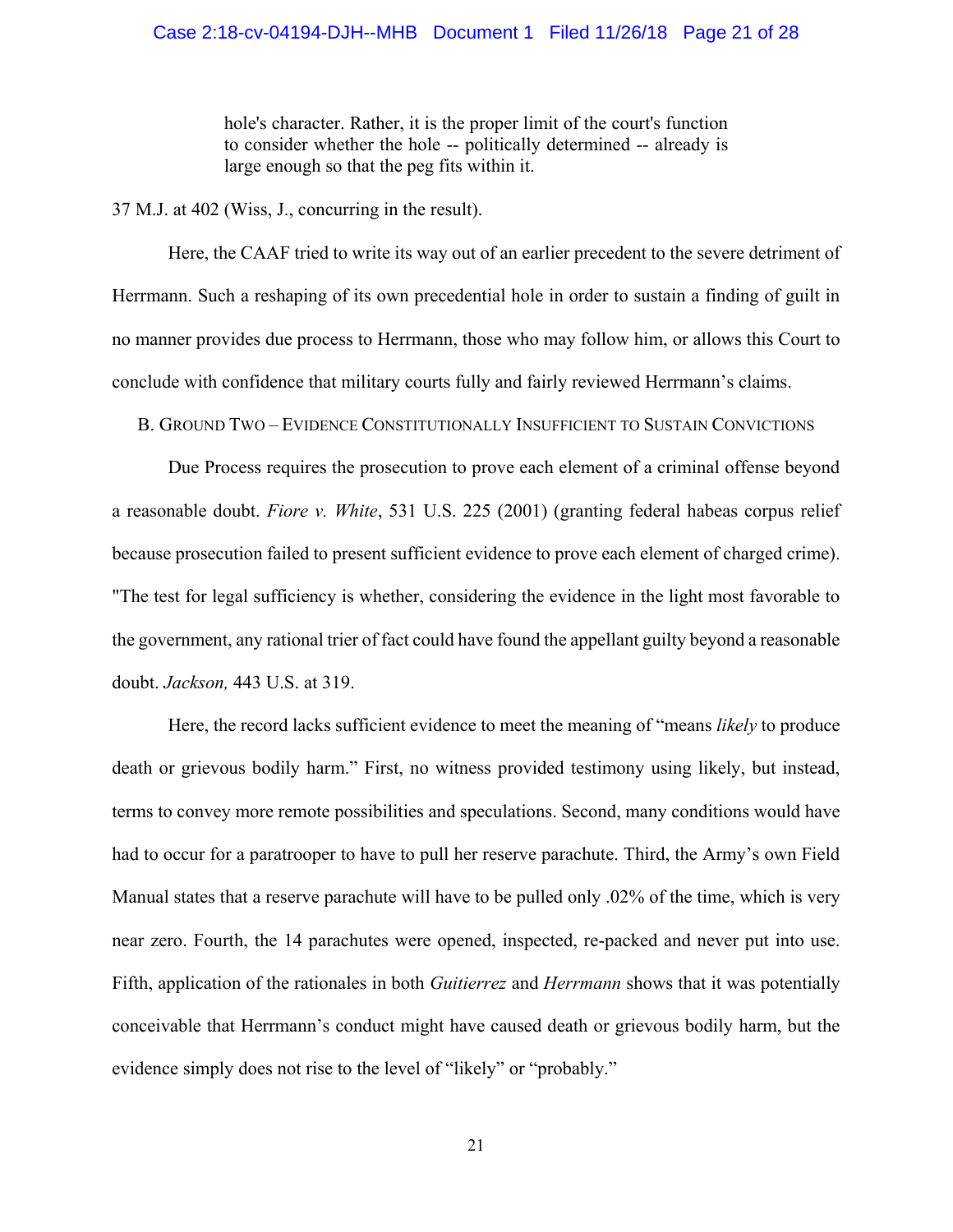> hole's character. Rather, it is the proper limit of the court's function to consider whether the hole -- politically determined -- already is large enough so that the peg fits within it.

37 M.J. at 402 (Wiss, J., concurring in the result).

Here, the CAAF tried to write its way out of an earlier precedent to the severe detriment of Herrmann. Such a reshaping of its own precedential hole in order to sustain a finding of guilt in no manner provides due process to Herrmann, those who may follow him, or allows this Court to conclude with confidence that military courts fully and fairly reviewed Herrmann's claims.

B. GROUND TWO – EVIDENCE CONSTITUTIONALLY INSUFFICIENT TO SUSTAIN CONVICTIONS

Due Process requires the prosecution to prove each element of a criminal offense beyond a reasonable doubt. *Fiore v. White*, 531 U.S. 225 (2001) (granting federal habeas corpus relief because prosecution failed to present sufficient evidence to prove each element of charged crime). "The test for legal sufficiency is whether, considering the evidence in the light most favorable to the government, any rational trier of fact could have found the appellant guilty beyond a reasonable doubt. *Jackson,* 443 U.S. at 319.

Here, the record lacks sufficient evidence to meet the meaning of "means *likely* to produce death or grievous bodily harm." First, no witness provided testimony using likely, but instead, terms to convey more remote possibilities and speculations. Second, many conditions would have had to occur for a paratrooper to have to pull her reserve parachute. Third, the Army's own Field Manual states that a reserve parachute will have to be pulled only .02% of the time, which is very near zero. Fourth, the 14 parachutes were opened, inspected, re-packed and never put into use. Fifth, application of the rationales in both *Guitierrez* and *Herrmann* shows that it was potentially conceivable that Herrmann's conduct might have caused death or grievous bodily harm, but the evidence simply does not rise to the level of "likely" or "probably."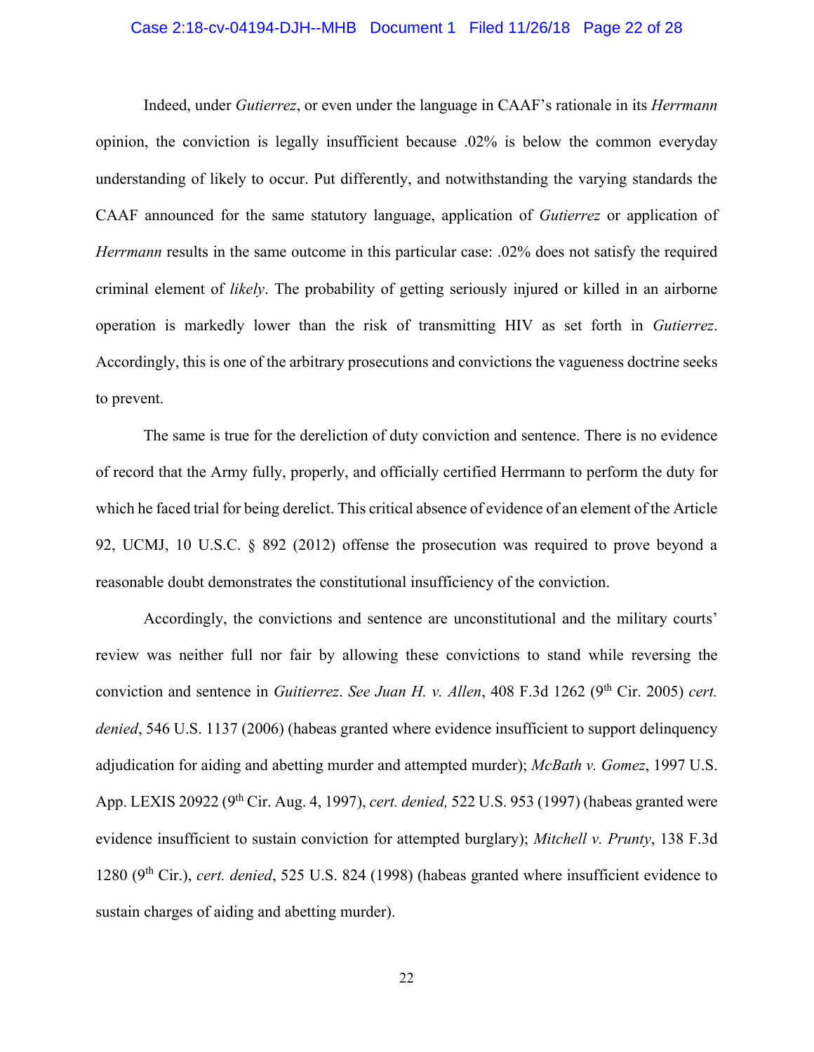Indeed, under *Gutierrez*, or even under the language in CAAF's rationale in its *Herrmann* opinion, the conviction is legally insufficient because .02% is below the common everyday understanding of likely to occur. Put differently, and notwithstanding the varying standards the CAAF announced for the same statutory language, application of *Gutierrez* or application of *Herrmann* results in the same outcome in this particular case: .02% does not satisfy the required criminal element of *likely*. The probability of getting seriously injured or killed in an airborne operation is markedly lower than the risk of transmitting HIV as set forth in *Gutierrez*. Accordingly, this is one of the arbitrary prosecutions and convictions the vagueness doctrine seeks to prevent.

The same is true for the dereliction of duty conviction and sentence. There is no evidence of record that the Army fully, properly, and officially certified Herrmann to perform the duty for which he faced trial for being derelict. This critical absence of evidence of an element of the Article 92, UCMJ, 10 U.S.C. § 892 (2012) offense the prosecution was required to prove beyond a reasonable doubt demonstrates the constitutional insufficiency of the conviction.

Accordingly, the convictions and sentence are unconstitutional and the military courts' review was neither full nor fair by allowing these convictions to stand while reversing the conviction and sentence in *Guitierrez*. *See Juan H. v. Allen*, 408 F.3d 1262 (9th Cir. 2005) *cert. denied*, 546 U.S. 1137 (2006) (habeas granted where evidence insufficient to support delinquency adjudication for aiding and abetting murder and attempted murder); *McBath v. Gomez*, 1997 U.S. App. LEXIS 20922 (9th Cir. Aug. 4, 1997), *cert. denied,* 522 U.S. 953 (1997) (habeas granted were evidence insufficient to sustain conviction for attempted burglary); *Mitchell v. Prunty*, 138 F.3d 1280 (9th Cir.), *cert. denied*, 525 U.S. 824 (1998) (habeas granted where insufficient evidence to sustain charges of aiding and abetting murder).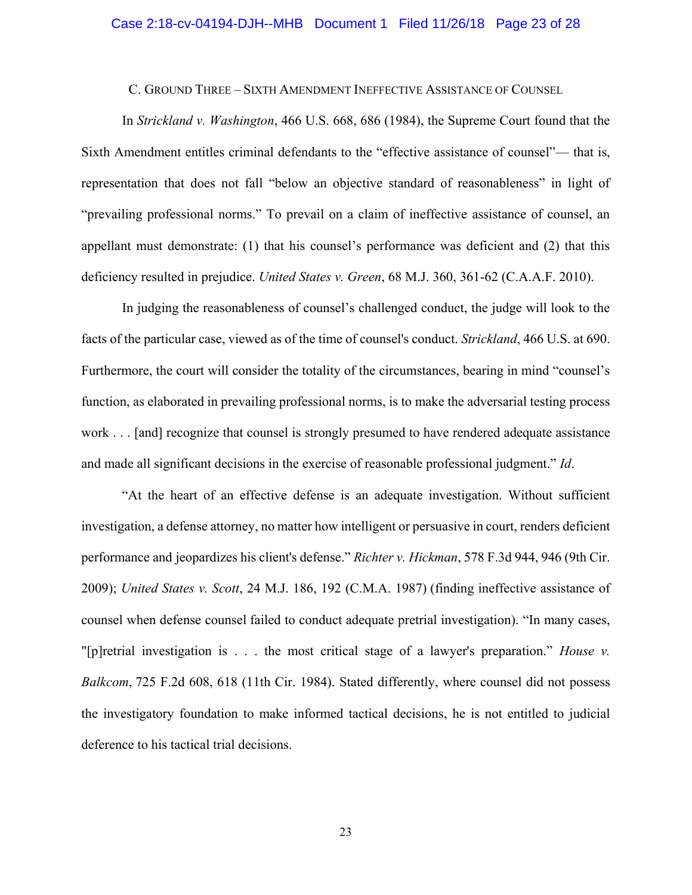C. GROUND THREE – SIXTH AMENDMENT INEFFECTIVE ASSISTANCE OF COUNSEL

In *Strickland v. Washington*, 466 U.S. 668, 686 (1984), the Supreme Court found that the Sixth Amendment entitles criminal defendants to the "effective assistance of counsel"— that is, representation that does not fall "below an objective standard of reasonableness" in light of "prevailing professional norms." To prevail on a claim of ineffective assistance of counsel, an appellant must demonstrate: (1) that his counsel's performance was deficient and (2) that this deficiency resulted in prejudice. *United States v. Green*, 68 M.J. 360, 361-62 (C.A.A.F. 2010).

In judging the reasonableness of counsel's challenged conduct, the judge will look to the facts of the particular case, viewed as of the time of counsel's conduct. *Strickland*, 466 U.S. at 690. Furthermore, the court will consider the totality of the circumstances, bearing in mind "counsel's function, as elaborated in prevailing professional norms, is to make the adversarial testing process work . . . [and] recognize that counsel is strongly presumed to have rendered adequate assistance and made all significant decisions in the exercise of reasonable professional judgment." *Id*.

"At the heart of an effective defense is an adequate investigation. Without sufficient investigation, a defense attorney, no matter how intelligent or persuasive in court, renders deficient performance and jeopardizes his client's defense." *Richter v. Hickman*, 578 F.3d 944, 946 (9th Cir. 2009); *United States v. Scott*, 24 M.J. 186, 192 (C.M.A. 1987) (finding ineffective assistance of counsel when defense counsel failed to conduct adequate pretrial investigation). "In many cases, "[p]retrial investigation is . . . the most critical stage of a lawyer's preparation." *House v. Balkcom*, 725 F.2d 608, 618 (11th Cir. 1984). Stated differently, where counsel did not possess the investigatory foundation to make informed tactical decisions, he is not entitled to judicial deference to his tactical trial decisions.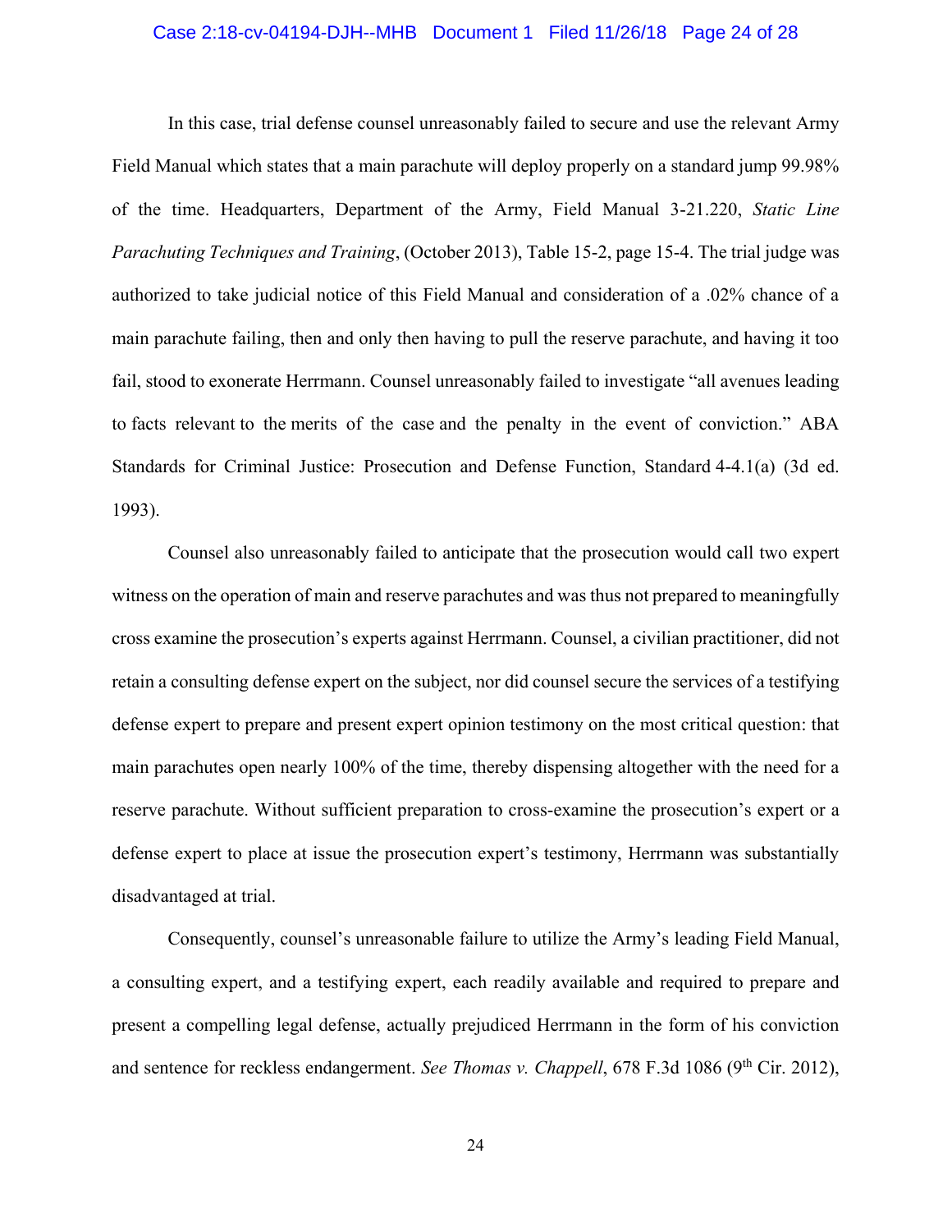In this case, trial defense counsel unreasonably failed to secure and use the relevant Army Field Manual which states that a main parachute will deploy properly on a standard jump 99.98% of the time. Headquarters, Department of the Army, Field Manual 3-21.220, *Static Line Parachuting Techniques and Training*, (October 2013), Table 15-2, page 15-4. The trial judge was authorized to take judicial notice of this Field Manual and consideration of a .02% chance of a main parachute failing, then and only then having to pull the reserve parachute, and having it too fail, stood to exonerate Herrmann. Counsel unreasonably failed to investigate "all avenues leading to facts relevant to the merits of the case and the penalty in the event of conviction." ABA Standards for Criminal Justice: Prosecution and Defense Function, Standard 4-4.1(a) (3d ed. 1993).

Counsel also unreasonably failed to anticipate that the prosecution would call two expert witness on the operation of main and reserve parachutes and was thus not prepared to meaningfully cross examine the prosecution's experts against Herrmann. Counsel, a civilian practitioner, did not retain a consulting defense expert on the subject, nor did counsel secure the services of a testifying defense expert to prepare and present expert opinion testimony on the most critical question: that main parachutes open nearly 100% of the time, thereby dispensing altogether with the need for a reserve parachute. Without sufficient preparation to cross-examine the prosecution's expert or a defense expert to place at issue the prosecution expert's testimony, Herrmann was substantially disadvantaged at trial.

Consequently, counsel's unreasonable failure to utilize the Army's leading Field Manual, a consulting expert, and a testifying expert, each readily available and required to prepare and present a compelling legal defense, actually prejudiced Herrmann in the form of his conviction and sentence for reckless endangerment. *See Thomas v. Chappell*, 678 F.3d 1086 (9th Cir. 2012),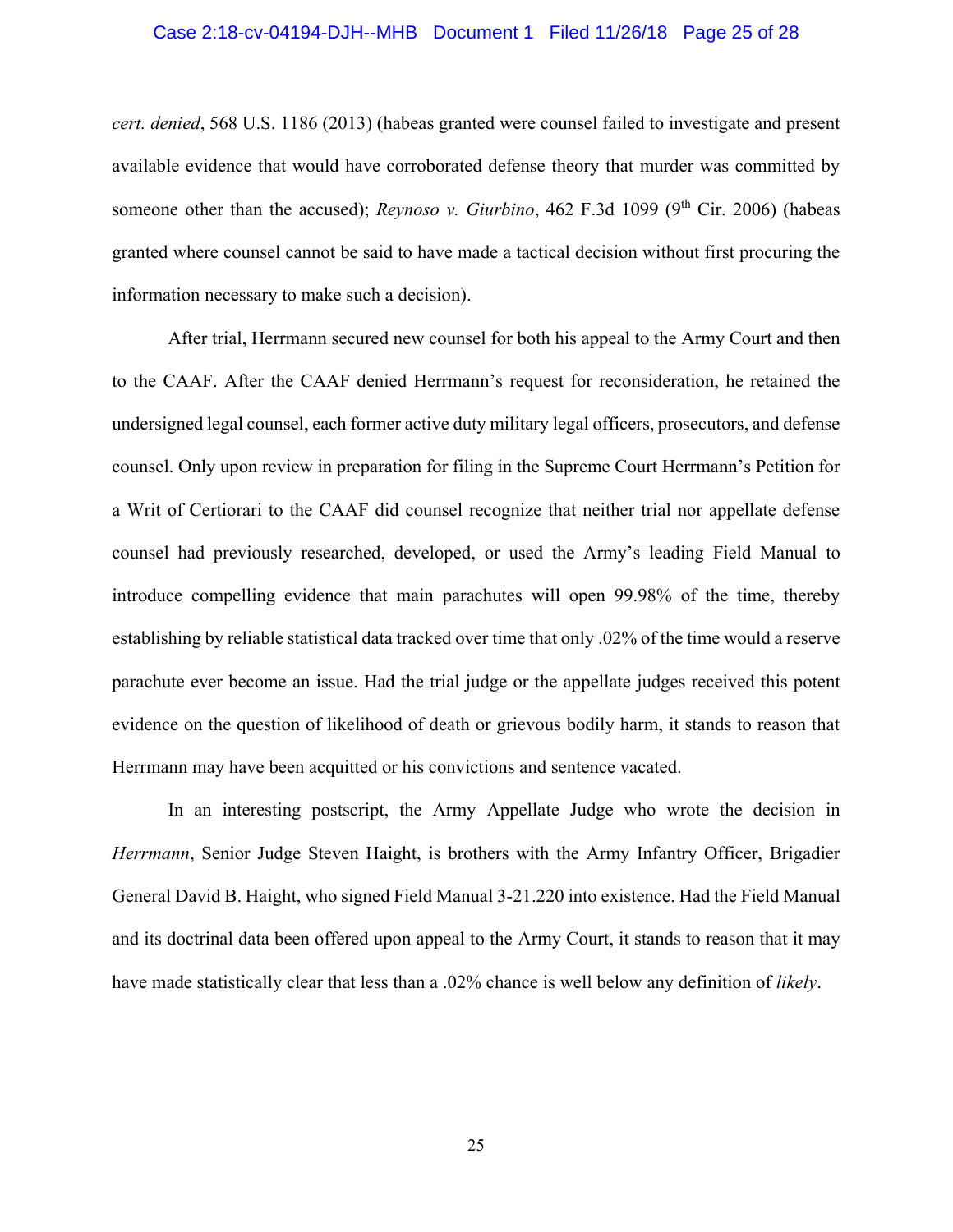*cert. denied*, 568 U.S. 1186 (2013) (habeas granted were counsel failed to investigate and present available evidence that would have corroborated defense theory that murder was committed by someone other than the accused); *Reynoso v. Giurbino*, 462 F.3d 1099 (9th Cir. 2006) (habeas granted where counsel cannot be said to have made a tactical decision without first procuring the information necessary to make such a decision).

After trial, Herrmann secured new counsel for both his appeal to the Army Court and then to the CAAF. After the CAAF denied Herrmann's request for reconsideration, he retained the undersigned legal counsel, each former active duty military legal officers, prosecutors, and defense counsel. Only upon review in preparation for filing in the Supreme Court Herrmann's Petition for a Writ of Certiorari to the CAAF did counsel recognize that neither trial nor appellate defense counsel had previously researched, developed, or used the Army's leading Field Manual to introduce compelling evidence that main parachutes will open 99.98% of the time, thereby establishing by reliable statistical data tracked over time that only .02% of the time would a reserve parachute ever become an issue. Had the trial judge or the appellate judges received this potent evidence on the question of likelihood of death or grievous bodily harm, it stands to reason that Herrmann may have been acquitted or his convictions and sentence vacated.

In an interesting postscript, the Army Appellate Judge who wrote the decision in *Herrmann*, Senior Judge Steven Haight, is brothers with the Army Infantry Officer, Brigadier General David B. Haight, who signed Field Manual 3-21.220 into existence. Had the Field Manual and its doctrinal data been offered upon appeal to the Army Court, it stands to reason that it may have made statistically clear that less than a .02% chance is well below any definition of *likely*.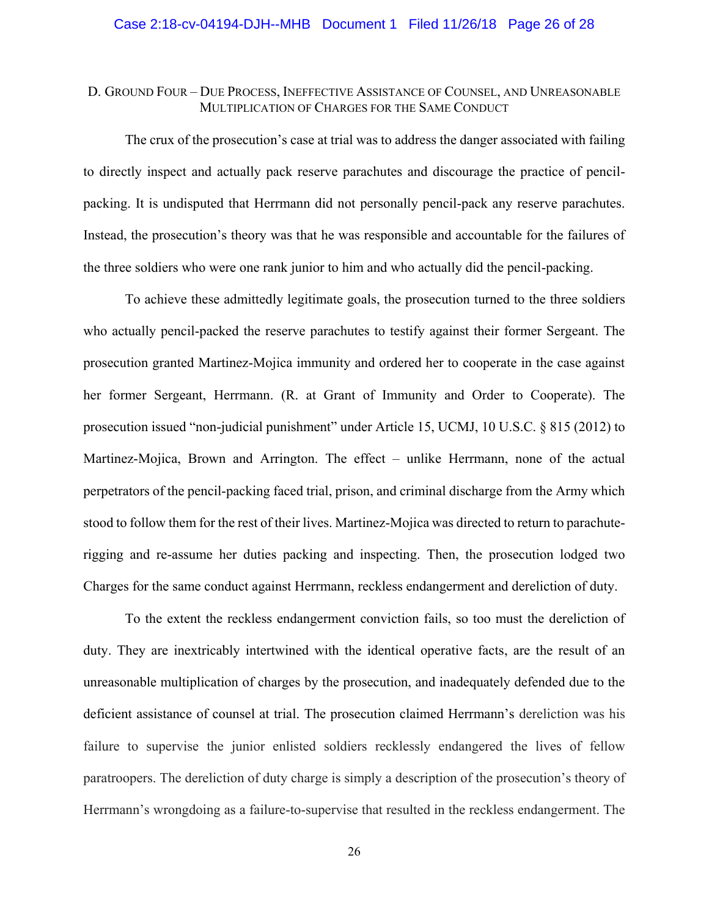### D. Ground Four – Due Process, Ineffective Assistance of Counsel, and Unreasonable Multiplication of Charges for the Same Conduct

The crux of the prosecution's case at trial was to address the danger associated with failing to directly inspect and actually pack reserve parachutes and discourage the practice of pencil-packing. It is undisputed that Herrmann did not personally pencil-pack any reserve parachutes. Instead, the prosecution's theory was that he was responsible and accountable for the failures of the three soldiers who were one rank junior to him and who actually did the pencil-packing.

To achieve these admittedly legitimate goals, the prosecution turned to the three soldiers who actually pencil-packed the reserve parachutes to testify against their former Sergeant. The prosecution granted Martinez-Mojica immunity and ordered her to cooperate in the case against her former Sergeant, Herrmann. (R. at Grant of Immunity and Order to Cooperate). The prosecution issued "non-judicial punishment" under Article 15, UCMJ, 10 U.S.C. § 815 (2012) to Martinez-Mojica, Brown and Arrington. The effect – unlike Herrmann, none of the actual perpetrators of the pencil-packing faced trial, prison, and criminal discharge from the Army which stood to follow them for the rest of their lives. Martinez-Mojica was directed to return to parachute-rigging and re-assume her duties packing and inspecting. Then, the prosecution lodged two Charges for the same conduct against Herrmann, reckless endangerment and dereliction of duty.

To the extent the reckless endangerment conviction fails, so too must the dereliction of duty. They are inextricably intertwined with the identical operative facts, are the result of an unreasonable multiplication of charges by the prosecution, and inadequately defended due to the deficient assistance of counsel at trial. The prosecution claimed Herrmann's dereliction was his failure to supervise the junior enlisted soldiers recklessly endangered the lives of fellow paratroopers. The dereliction of duty charge is simply a description of the prosecution's theory of Herrmann's wrongdoing as a failure-to-supervise that resulted in the reckless endangerment. The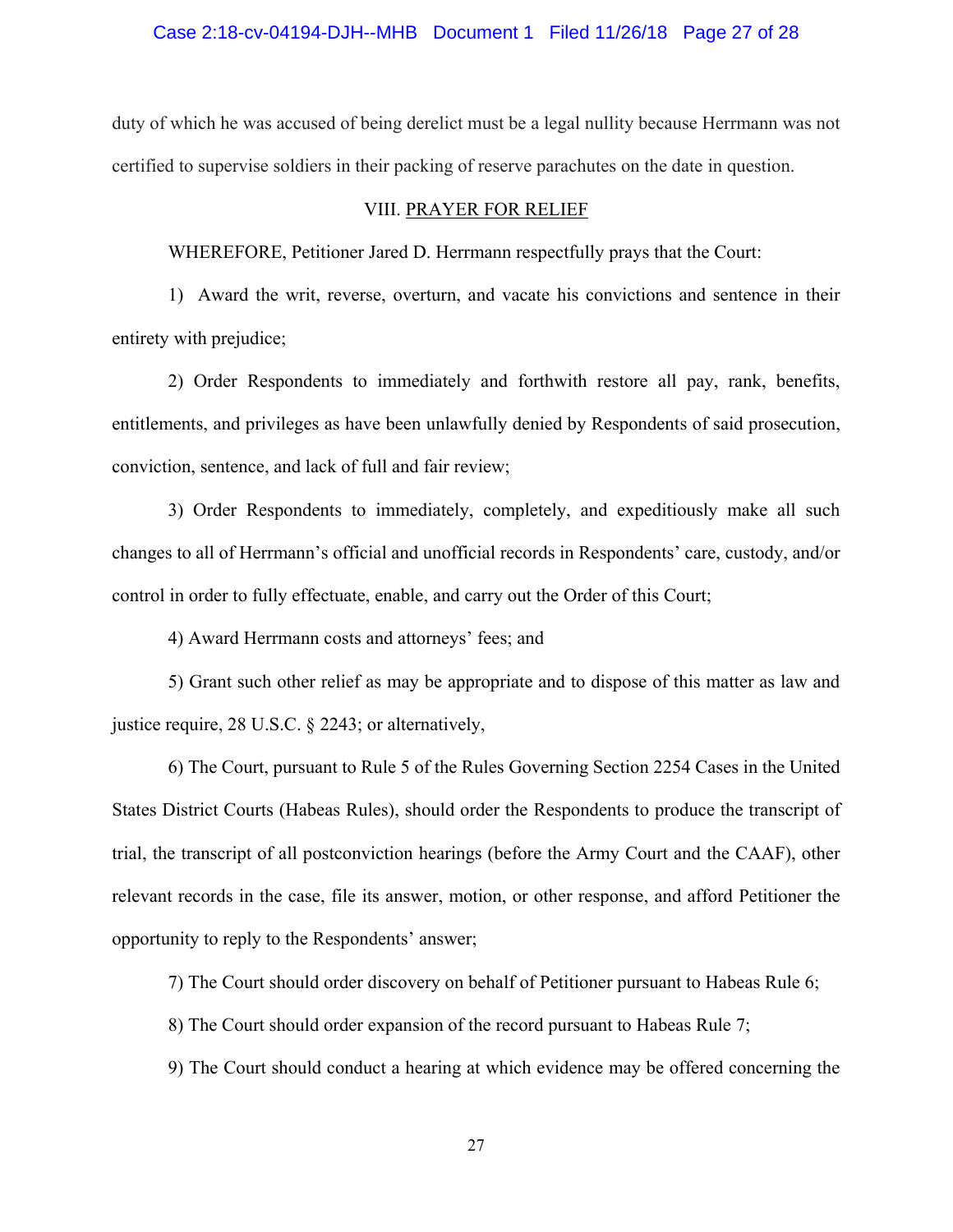duty of which he was accused of being derelict must be a legal nullity because Herrmann was not certified to supervise soldiers in their packing of reserve parachutes on the date in question.

## VIII. PRAYER FOR RELIEF

WHEREFORE, Petitioner Jared D. Herrmann respectfully prays that the Court:

1) Award the writ, reverse, overturn, and vacate his convictions and sentence in their entirety with prejudice;

2) Order Respondents to immediately and forthwith restore all pay, rank, benefits, entitlements, and privileges as have been unlawfully denied by Respondents of said prosecution, conviction, sentence, and lack of full and fair review;

3) Order Respondents to immediately, completely, and expeditiously make all such changes to all of Herrmann's official and unofficial records in Respondents' care, custody, and/or control in order to fully effectuate, enable, and carry out the Order of this Court;

4) Award Herrmann costs and attorneys' fees; and

5) Grant such other relief as may be appropriate and to dispose of this matter as law and justice require, 28 U.S.C. § 2243; or alternatively,

6) The Court, pursuant to Rule 5 of the Rules Governing Section 2254 Cases in the United States District Courts (Habeas Rules), should order the Respondents to produce the transcript of trial, the transcript of all postconviction hearings (before the Army Court and the CAAF), other relevant records in the case, file its answer, motion, or other response, and afford Petitioner the opportunity to reply to the Respondents' answer;

7) The Court should order discovery on behalf of Petitioner pursuant to Habeas Rule 6;

8) The Court should order expansion of the record pursuant to Habeas Rule 7;

9) The Court should conduct a hearing at which evidence may be offered concerning the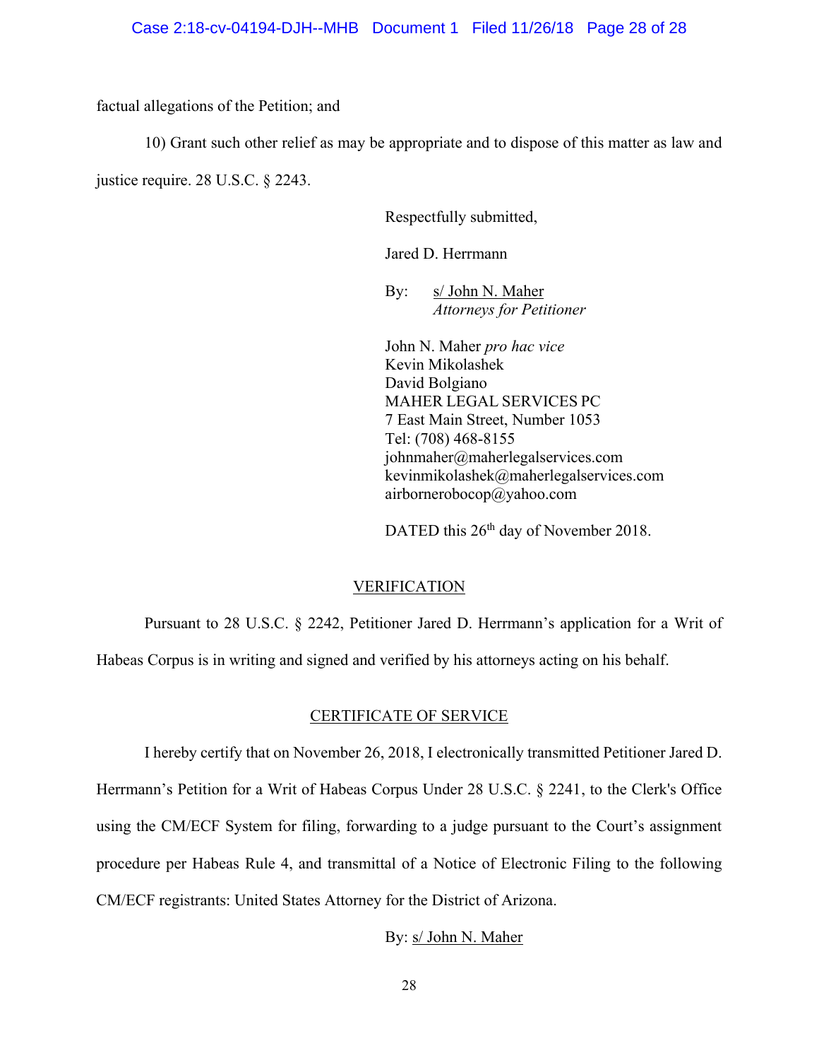factual allegations of the Petition; and

10) Grant such other relief as may be appropriate and to dispose of this matter as law and justice require. 28 U.S.C. § 2243.

Respectfully submitted,

Jared D. Herrmann

By: s/ John N. Maher
*Attorneys for Petitioner*

John N. Maher *pro hac vice*
Kevin Mikolashek
David Bolgiano
MAHER LEGAL SERVICES PC
7 East Main Street, Number 1053
Tel: (708) 468-8155
johnmaher@maherlegalservices.com
kevinmikolashek@maherlegalservices.com
airbornerobocop@yahoo.com

DATED this 26th day of November 2018.

## VERIFICATION

Pursuant to 28 U.S.C. § 2242, Petitioner Jared D. Herrmann's application for a Writ of Habeas Corpus is in writing and signed and verified by his attorneys acting on his behalf.

## CERTIFICATE OF SERVICE

I hereby certify that on November 26, 2018, I electronically transmitted Petitioner Jared D. Herrmann's Petition for a Writ of Habeas Corpus Under 28 U.S.C. § 2241, to the Clerk's Office using the CM/ECF System for filing, forwarding to a judge pursuant to the Court's assignment procedure per Habeas Rule 4, and transmittal of a Notice of Electronic Filing to the following CM/ECF registrants: United States Attorney for the District of Arizona.

By: s/ John N. Maher